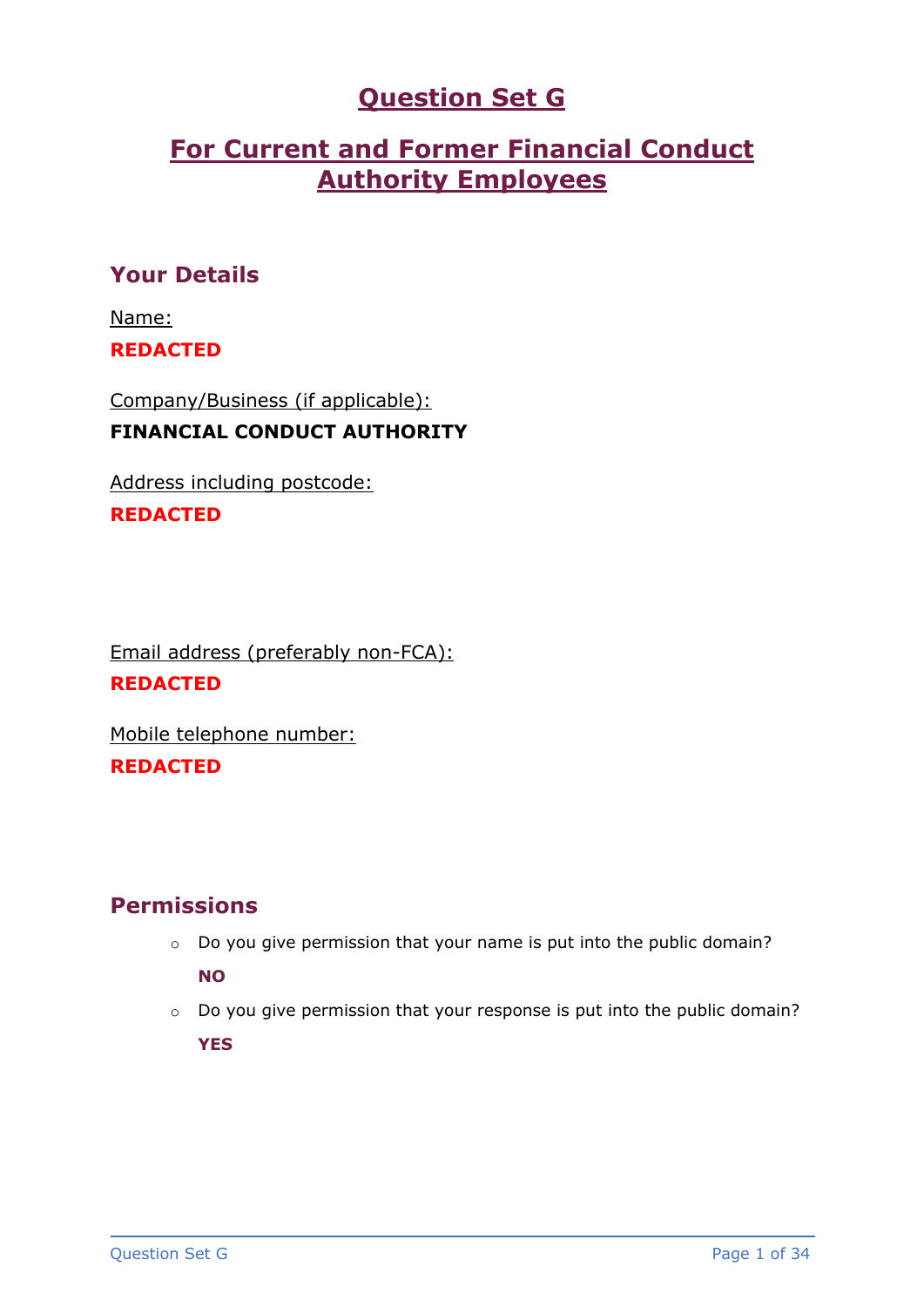# Question Set G

# For Current and Former Financial Conduct Authority Employees

## Your Details

Name:

**REDACTED**

Company/Business (if applicable):

**FINANCIAL CONDUCT AUTHORITY**

Address including postcode:

**REDACTED**

Email address (preferably non-FCA):

**REDACTED**

Mobile telephone number:

**REDACTED**

## Permissions

- Do you give permission that your name is put into the public domain?

  **NO**

- Do you give permission that your response is put into the public domain?

  **YES**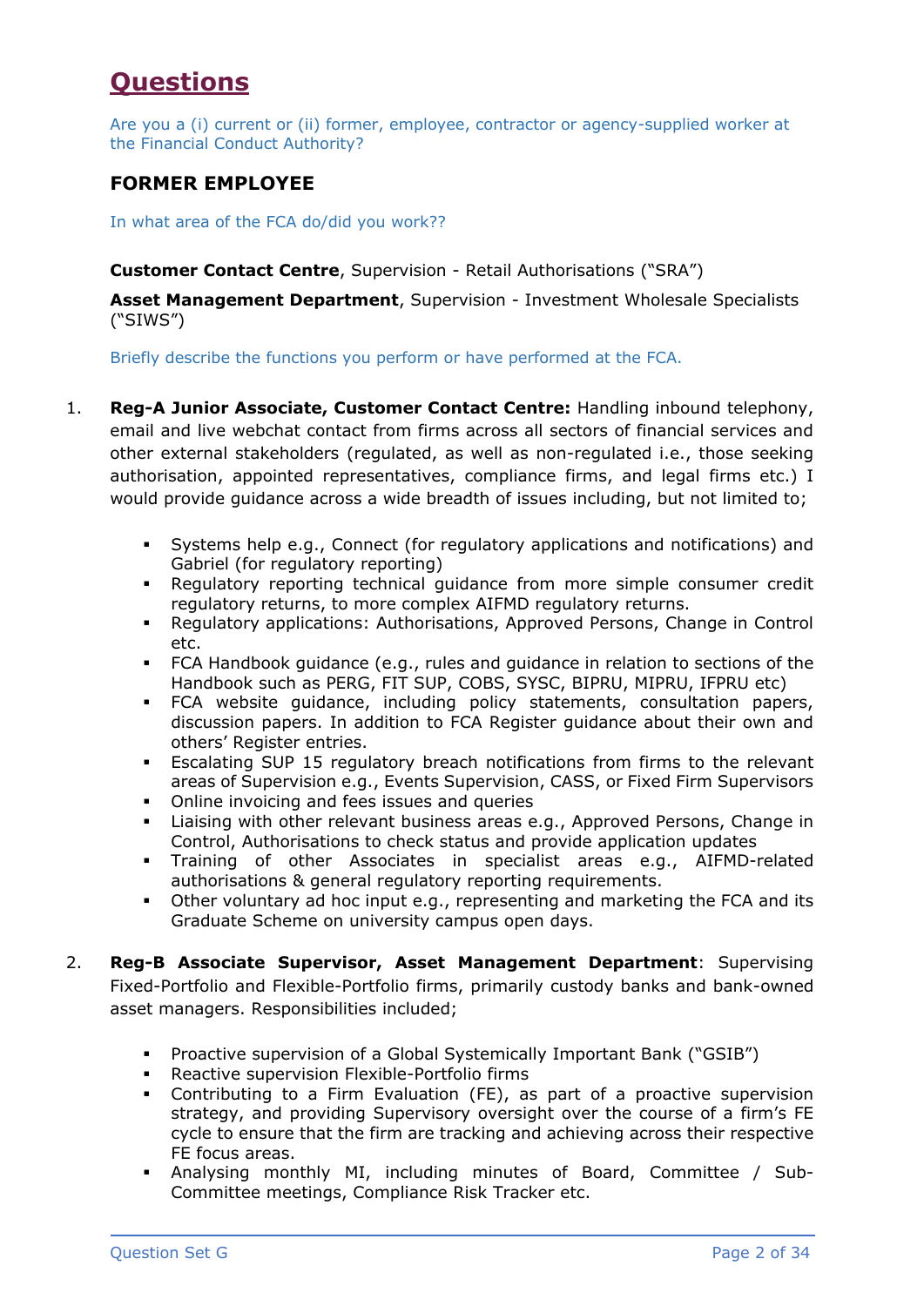# Questions

Are you a (i) current or (ii) former, employee, contractor or agency-supplied worker at the Financial Conduct Authority?

## FORMER EMPLOYEE

In what area of the FCA do/did you work??

**Customer Contact Centre**, Supervision - Retail Authorisations ("SRA")

**Asset Management Department**, Supervision - Investment Wholesale Specialists ("SIWS")

Briefly describe the functions you perform or have performed at the FCA.

1. **Reg-A Junior Associate, Customer Contact Centre:** Handling inbound telephony, email and live webchat contact from firms across all sectors of financial services and other external stakeholders (regulated, as well as non-regulated i.e., those seeking authorisation, appointed representatives, compliance firms, and legal firms etc.) I would provide guidance across a wide breadth of issues including, but not limited to;

   - Systems help e.g., Connect (for regulatory applications and notifications) and Gabriel (for regulatory reporting)
   - Regulatory reporting technical guidance from more simple consumer credit regulatory returns, to more complex AIFMD regulatory returns.
   - Regulatory applications: Authorisations, Approved Persons, Change in Control etc.
   - FCA Handbook guidance (e.g., rules and guidance in relation to sections of the Handbook such as PERG, FIT SUP, COBS, SYSC, BIPRU, MIPRU, IFPRU etc)
   - FCA website guidance, including policy statements, consultation papers, discussion papers. In addition to FCA Register guidance about their own and others' Register entries.
   - Escalating SUP 15 regulatory breach notifications from firms to the relevant areas of Supervision e.g., Events Supervision, CASS, or Fixed Firm Supervisors
   - Online invoicing and fees issues and queries
   - Liaising with other relevant business areas e.g., Approved Persons, Change in Control, Authorisations to check status and provide application updates
   - Training of other Associates in specialist areas e.g., AIFMD-related authorisations & general regulatory reporting requirements.
   - Other voluntary ad hoc input e.g., representing and marketing the FCA and its Graduate Scheme on university campus open days.

2. **Reg-B Associate Supervisor, Asset Management Department**: Supervising Fixed-Portfolio and Flexible-Portfolio firms, primarily custody banks and bank-owned asset managers. Responsibilities included;

   - Proactive supervision of a Global Systemically Important Bank ("GSIB")
   - Reactive supervision Flexible-Portfolio firms
   - Contributing to a Firm Evaluation (FE), as part of a proactive supervision strategy, and providing Supervisory oversight over the course of a firm's FE cycle to ensure that the firm are tracking and achieving across their respective FE focus areas.
   - Analysing monthly MI, including minutes of Board, Committee / Sub-Committee meetings, Compliance Risk Tracker etc.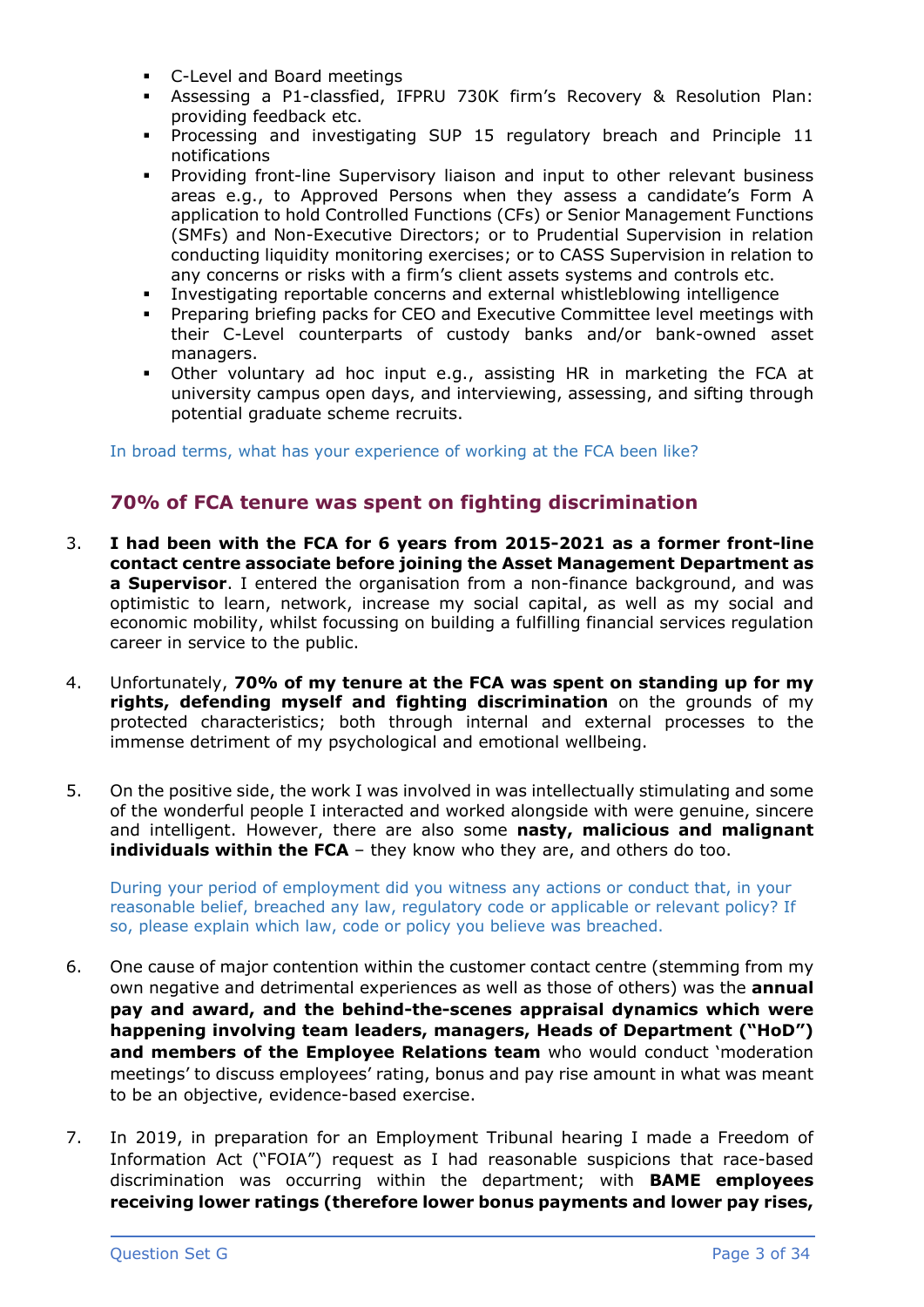- C-Level and Board meetings
- Assessing a P1-classfied, IFPRU 730K firm's Recovery & Resolution Plan: providing feedback etc.
- Processing and investigating SUP 15 regulatory breach and Principle 11 notifications
- Providing front-line Supervisory liaison and input to other relevant business areas e.g., to Approved Persons when they assess a candidate's Form A application to hold Controlled Functions (CFs) or Senior Management Functions (SMFs) and Non-Executive Directors; or to Prudential Supervision in relation conducting liquidity monitoring exercises; or to CASS Supervision in relation to any concerns or risks with a firm's client assets systems and controls etc.
- Investigating reportable concerns and external whistleblowing intelligence
- Preparing briefing packs for CEO and Executive Committee level meetings with their C-Level counterparts of custody banks and/or bank-owned asset managers.
- Other voluntary ad hoc input e.g., assisting HR in marketing the FCA at university campus open days, and interviewing, assessing, and sifting through potential graduate scheme recruits.

In broad terms, what has your experience of working at the FCA been like?

## 70% of FCA tenure was spent on fighting discrimination

3. **I had been with the FCA for 6 years from 2015-2021 as a former front-line contact centre associate before joining the Asset Management Department as a Supervisor**. I entered the organisation from a non-finance background, and was optimistic to learn, network, increase my social capital, as well as my social and economic mobility, whilst focussing on building a fulfilling financial services regulation career in service to the public.

4. Unfortunately, **70% of my tenure at the FCA was spent on standing up for my rights, defending myself and fighting discrimination** on the grounds of my protected characteristics; both through internal and external processes to the immense detriment of my psychological and emotional wellbeing.

5. On the positive side, the work I was involved in was intellectually stimulating and some of the wonderful people I interacted and worked alongside with were genuine, sincere and intelligent. However, there are also some **nasty, malicious and malignant individuals within the FCA** – they know who they are, and others do too.

During your period of employment did you witness any actions or conduct that, in your reasonable belief, breached any law, regulatory code or applicable or relevant policy? If so, please explain which law, code or policy you believe was breached.

6. One cause of major contention within the customer contact centre (stemming from my own negative and detrimental experiences as well as those of others) was the **annual pay and award, and the behind-the-scenes appraisal dynamics which were happening involving team leaders, managers, Heads of Department ("HoD") and members of the Employee Relations team** who would conduct 'moderation meetings' to discuss employees' rating, bonus and pay rise amount in what was meant to be an objective, evidence-based exercise.

7. In 2019, in preparation for an Employment Tribunal hearing I made a Freedom of Information Act ("FOIA") request as I had reasonable suspicions that race-based discrimination was occurring within the department; with **BAME employees receiving lower ratings (therefore lower bonus payments and lower pay rises,**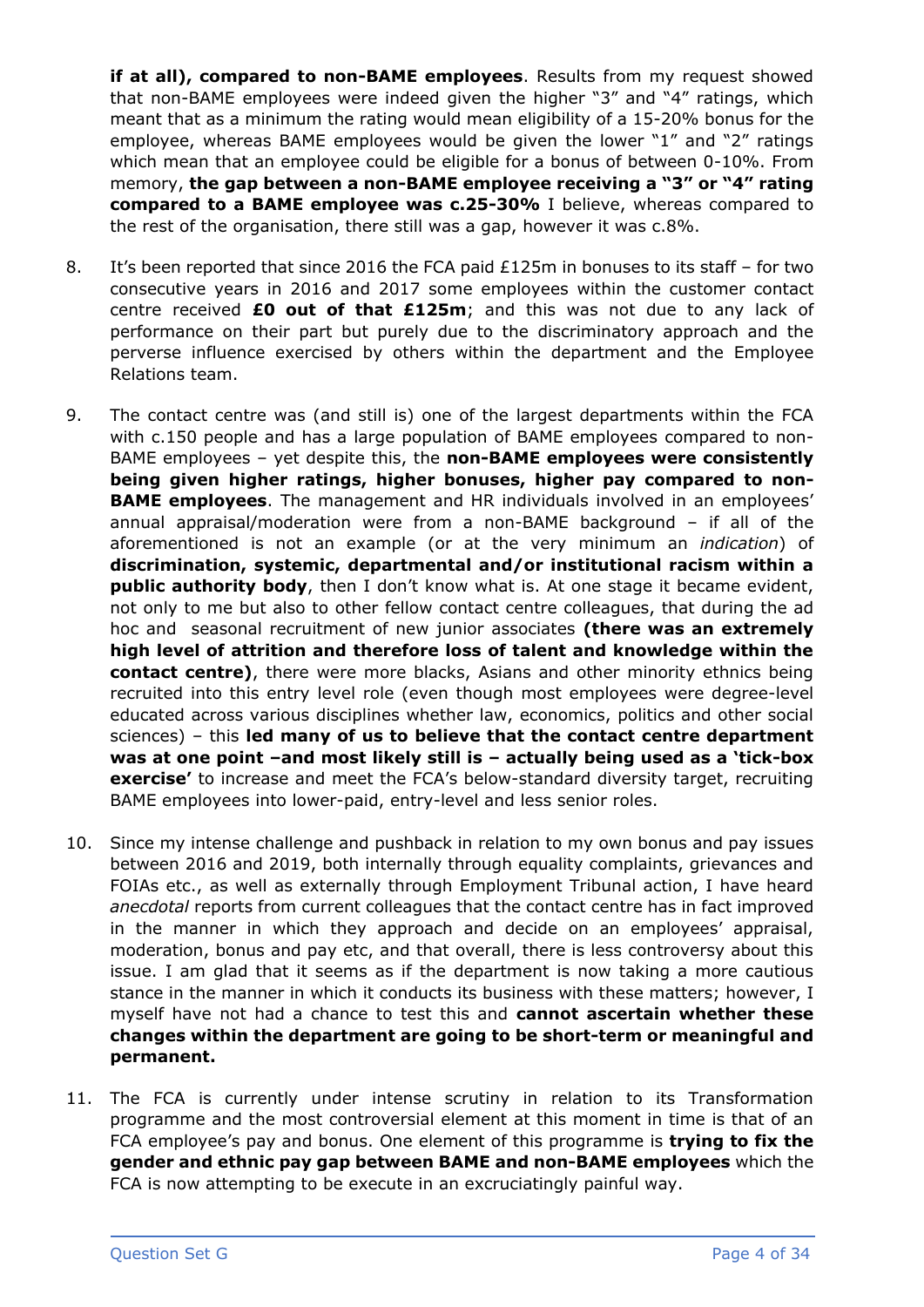**if at all), compared to non-BAME employees**. Results from my request showed that non-BAME employees were indeed given the higher "3" and "4" ratings, which meant that as a minimum the rating would mean eligibility of a 15-20% bonus for the employee, whereas BAME employees would be given the lower "1" and "2" ratings which mean that an employee could be eligible for a bonus of between 0-10%. From memory, **the gap between a non-BAME employee receiving a "3" or "4" rating compared to a BAME employee was c.25-30%** I believe, whereas compared to the rest of the organisation, there still was a gap, however it was c.8%.

8. It's been reported that since 2016 the FCA paid £125m in bonuses to its staff – for two consecutive years in 2016 and 2017 some employees within the customer contact centre received **£0 out of that £125m**; and this was not due to any lack of performance on their part but purely due to the discriminatory approach and the perverse influence exercised by others within the department and the Employee Relations team.

9. The contact centre was (and still is) one of the largest departments within the FCA with c.150 people and has a large population of BAME employees compared to non-BAME employees – yet despite this, the **non-BAME employees were consistently being given higher ratings, higher bonuses, higher pay compared to non-BAME employees**. The management and HR individuals involved in an employees' annual appraisal/moderation were from a non-BAME background – if all of the aforementioned is not an example (or at the very minimum an *indication*) of **discrimination, systemic, departmental and/or institutional racism within a public authority body**, then I don't know what is. At one stage it became evident, not only to me but also to other fellow contact centre colleagues, that during the ad hoc and seasonal recruitment of new junior associates **(there was an extremely high level of attrition and therefore loss of talent and knowledge within the contact centre)**, there were more blacks, Asians and other minority ethnics being recruited into this entry level role (even though most employees were degree-level educated across various disciplines whether law, economics, politics and other social sciences) – this **led many of us to believe that the contact centre department was at one point –and most likely still is – actually being used as a 'tick-box exercise'** to increase and meet the FCA's below-standard diversity target, recruiting BAME employees into lower-paid, entry-level and less senior roles.

10. Since my intense challenge and pushback in relation to my own bonus and pay issues between 2016 and 2019, both internally through equality complaints, grievances and FOIAs etc., as well as externally through Employment Tribunal action, I have heard *anecdotal* reports from current colleagues that the contact centre has in fact improved in the manner in which they approach and decide on an employees' appraisal, moderation, bonus and pay etc, and that overall, there is less controversy about this issue. I am glad that it seems as if the department is now taking a more cautious stance in the manner in which it conducts its business with these matters; however, I myself have not had a chance to test this and **cannot ascertain whether these changes within the department are going to be short-term or meaningful and permanent.**

11. The FCA is currently under intense scrutiny in relation to its Transformation programme and the most controversial element at this moment in time is that of an FCA employee's pay and bonus. One element of this programme is **trying to fix the gender and ethnic pay gap between BAME and non-BAME employees** which the FCA is now attempting to be execute in an excruciatingly painful way.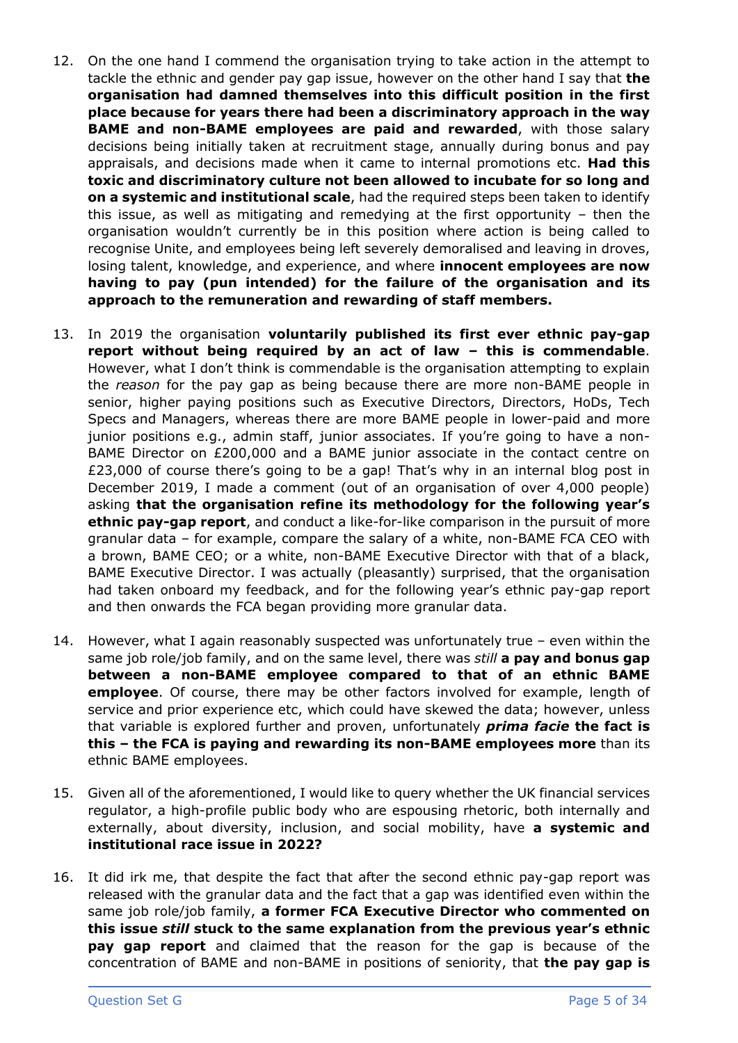12. On the one hand I commend the organisation trying to take action in the attempt to tackle the ethnic and gender pay gap issue, however on the other hand I say that **the organisation had damned themselves into this difficult position in the first place because for years there had been a discriminatory approach in the way BAME and non-BAME employees are paid and rewarded**, with those salary decisions being initially taken at recruitment stage, annually during bonus and pay appraisals, and decisions made when it came to internal promotions etc. **Had this toxic and discriminatory culture not been allowed to incubate for so long and on a systemic and institutional scale**, had the required steps been taken to identify this issue, as well as mitigating and remedying at the first opportunity – then the organisation wouldn't currently be in this position where action is being called to recognise Unite, and employees being left severely demoralised and leaving in droves, losing talent, knowledge, and experience, and where **innocent employees are now having to pay (pun intended) for the failure of the organisation and its approach to the remuneration and rewarding of staff members.**

13. In 2019 the organisation **voluntarily published its first ever ethnic pay-gap report without being required by an act of law – this is commendable**. However, what I don't think is commendable is the organisation attempting to explain the *reason* for the pay gap as being because there are more non-BAME people in senior, higher paying positions such as Executive Directors, Directors, HoDs, Tech Specs and Managers, whereas there are more BAME people in lower-paid and more junior positions e.g., admin staff, junior associates. If you're going to have a non-BAME Director on £200,000 and a BAME junior associate in the contact centre on £23,000 of course there's going to be a gap! That's why in an internal blog post in December 2019, I made a comment (out of an organisation of over 4,000 people) asking **that the organisation refine its methodology for the following year's ethnic pay-gap report**, and conduct a like-for-like comparison in the pursuit of more granular data – for example, compare the salary of a white, non-BAME FCA CEO with a brown, BAME CEO; or a white, non-BAME Executive Director with that of a black, BAME Executive Director. I was actually (pleasantly) surprised, that the organisation had taken onboard my feedback, and for the following year's ethnic pay-gap report and then onwards the FCA began providing more granular data.

14. However, what I again reasonably suspected was unfortunately true – even within the same job role/job family, and on the same level, there was *still* **a pay and bonus gap between a non-BAME employee compared to that of an ethnic BAME employee**. Of course, there may be other factors involved for example, length of service and prior experience etc, which could have skewed the data; however, unless that variable is explored further and proven, unfortunately ***prima facie*** **the fact is this – the FCA is paying and rewarding its non-BAME employees more** than its ethnic BAME employees.

15. Given all of the aforementioned, I would like to query whether the UK financial services regulator, a high-profile public body who are espousing rhetoric, both internally and externally, about diversity, inclusion, and social mobility, have **a systemic and institutional race issue in 2022?**

16. It did irk me, that despite the fact that after the second ethnic pay-gap report was released with the granular data and the fact that a gap was identified even within the same job role/job family, **a former FCA Executive Director who commented on this issue *still* stuck to the same explanation from the previous year's ethnic pay gap report** and claimed that the reason for the gap is because of the concentration of BAME and non-BAME in positions of seniority, that **the pay gap is**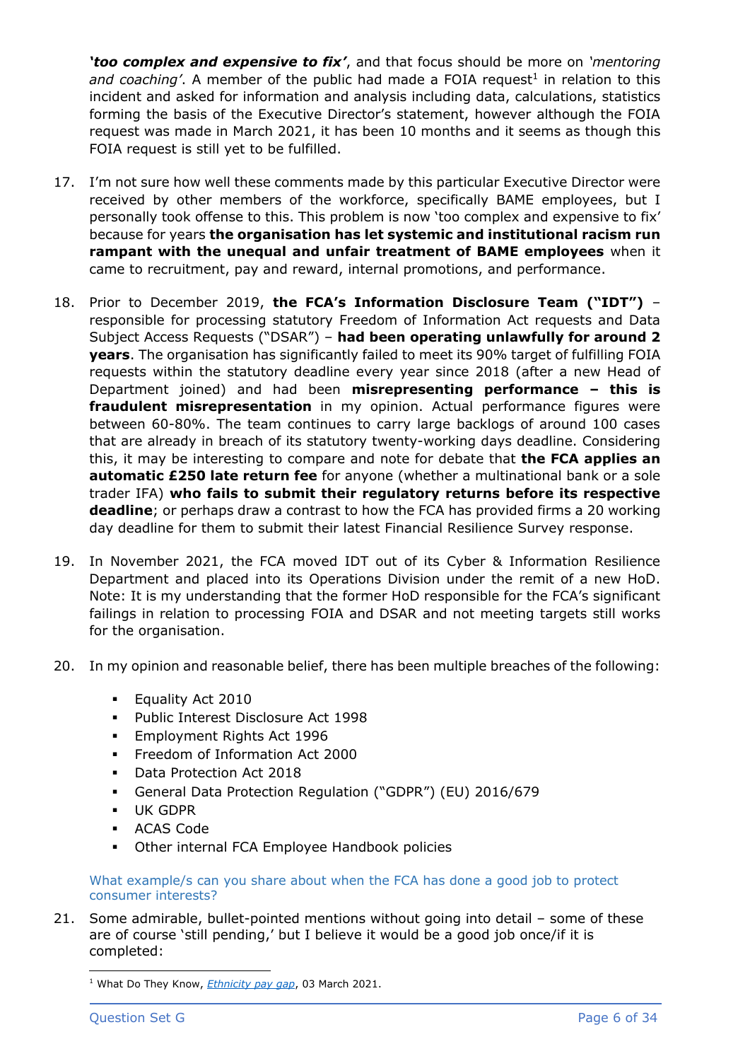***'too complex and expensive to fix'***, and that focus should be more on *'mentoring and coaching'*. A member of the public had made a FOIA request[1] in relation to this incident and asked for information and analysis including data, calculations, statistics forming the basis of the Executive Director's statement, however although the FOIA request was made in March 2021, it has been 10 months and it seems as though this FOIA request is still yet to be fulfilled.

17. I'm not sure how well these comments made by this particular Executive Director were received by other members of the workforce, specifically BAME employees, but I personally took offense to this. This problem is now 'too complex and expensive to fix' because for years **the organisation has let systemic and institutional racism run rampant with the unequal and unfair treatment of BAME employees** when it came to recruitment, pay and reward, internal promotions, and performance.

18. Prior to December 2019, **the FCA's Information Disclosure Team ("IDT")** – responsible for processing statutory Freedom of Information Act requests and Data Subject Access Requests ("DSAR") – **had been operating unlawfully for around 2 years**. The organisation has significantly failed to meet its 90% target of fulfilling FOIA requests within the statutory deadline every year since 2018 (after a new Head of Department joined) and had been **misrepresenting performance – this is fraudulent misrepresentation** in my opinion. Actual performance figures were between 60-80%. The team continues to carry large backlogs of around 100 cases that are already in breach of its statutory twenty-working days deadline. Considering this, it may be interesting to compare and note for debate that **the FCA applies an automatic £250 late return fee** for anyone (whether a multinational bank or a sole trader IFA) **who fails to submit their regulatory returns before its respective deadline**; or perhaps draw a contrast to how the FCA has provided firms a 20 working day deadline for them to submit their latest Financial Resilience Survey response.

19. In November 2021, the FCA moved IDT out of its Cyber & Information Resilience Department and placed into its Operations Division under the remit of a new HoD. Note: It is my understanding that the former HoD responsible for the FCA's significant failings in relation to processing FOIA and DSAR and not meeting targets still works for the organisation.

20. In my opinion and reasonable belief, there has been multiple breaches of the following:

    - Equality Act 2010
    - Public Interest Disclosure Act 1998
    - Employment Rights Act 1996
    - Freedom of Information Act 2000
    - Data Protection Act 2018
    - General Data Protection Regulation ("GDPR") (EU) 2016/679
    - UK GDPR
    - ACAS Code
    - Other internal FCA Employee Handbook policies

What example/s can you share about when the FCA has done a good job to protect consumer interests?

21. Some admirable, bullet-pointed mentions without going into detail – some of these are of course 'still pending,' but I believe it would be a good job once/if it is completed:

[1] What Do They Know, *Ethnicity pay gap*, 03 March 2021.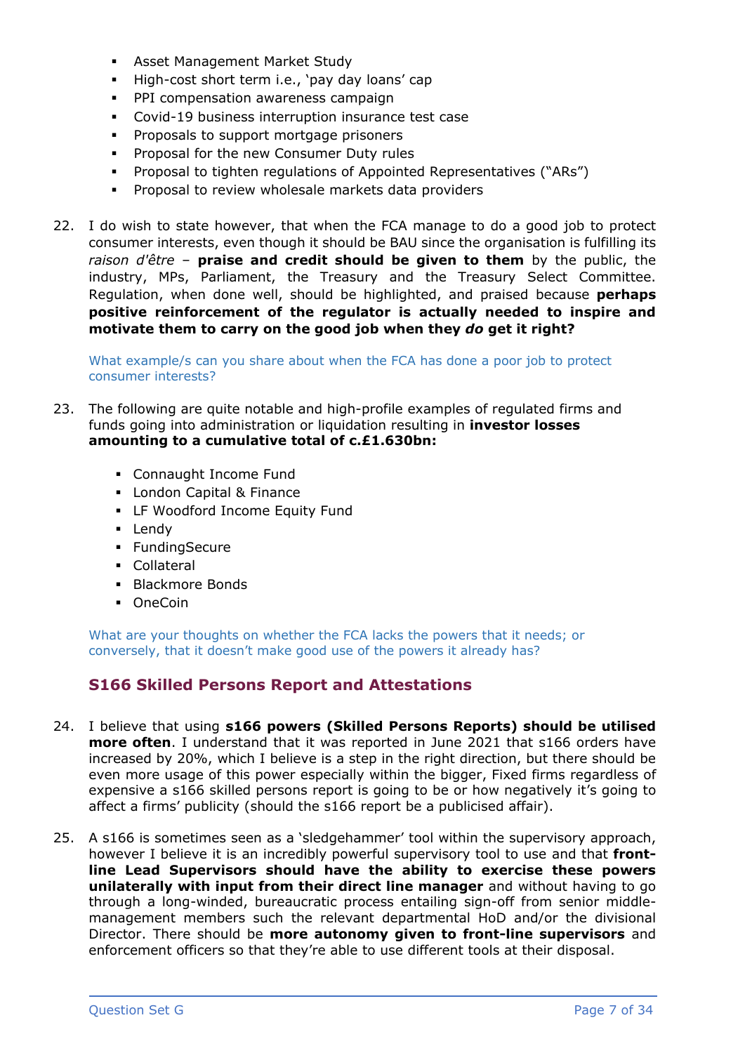- Asset Management Market Study
- High-cost short term i.e., 'pay day loans' cap
- PPI compensation awareness campaign
- Covid-19 business interruption insurance test case
- Proposals to support mortgage prisoners
- Proposal for the new Consumer Duty rules
- Proposal to tighten regulations of Appointed Representatives ("ARs")
- Proposal to review wholesale markets data providers

22. I do wish to state however, that when the FCA manage to do a good job to protect consumer interests, even though it should be BAU since the organisation is fulfilling its *raison d'être* – **praise and credit should be given to them** by the public, the industry, MPs, Parliament, the Treasury and the Treasury Select Committee. Regulation, when done well, should be highlighted, and praised because **perhaps positive reinforcement of the regulator is actually needed to inspire and motivate them to carry on the good job when they *do* get it right?**

What example/s can you share about when the FCA has done a poor job to protect consumer interests?

23. The following are quite notable and high-profile examples of regulated firms and funds going into administration or liquidation resulting in **investor losses amounting to a cumulative total of c.£1.630bn:**

    - Connaught Income Fund
    - London Capital & Finance
    - LF Woodford Income Equity Fund
    - Lendy
    - FundingSecure
    - Collateral
    - Blackmore Bonds
    - OneCoin

What are your thoughts on whether the FCA lacks the powers that it needs; or conversely, that it doesn't make good use of the powers it already has?

## S166 Skilled Persons Report and Attestations

24. I believe that using **s166 powers (Skilled Persons Reports) should be utilised more often**. I understand that it was reported in June 2021 that s166 orders have increased by 20%, which I believe is a step in the right direction, but there should be even more usage of this power especially within the bigger, Fixed firms regardless of expensive a s166 skilled persons report is going to be or how negatively it's going to affect a firms' publicity (should the s166 report be a publicised affair).

25. A s166 is sometimes seen as a 'sledgehammer' tool within the supervisory approach, however I believe it is an incredibly powerful supervisory tool to use and that **front-line Lead Supervisors should have the ability to exercise these powers unilaterally with input from their direct line manager** and without having to go through a long-winded, bureaucratic process entailing sign-off from senior middle-management members such the relevant departmental HoD and/or the divisional Director. There should be **more autonomy given to front-line supervisors** and enforcement officers so that they're able to use different tools at their disposal.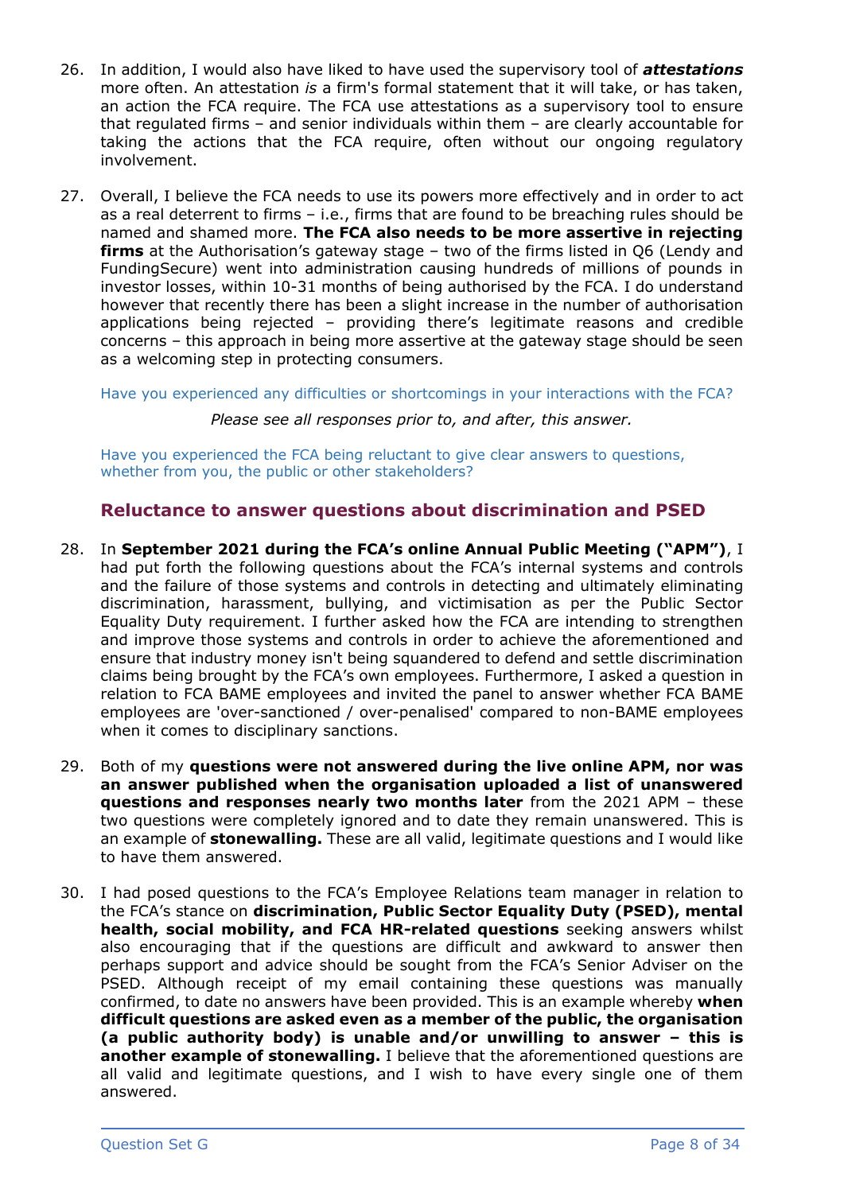26. In addition, I would also have liked to have used the supervisory tool of ***attestations*** more often. An attestation *is* a firm's formal statement that it will take, or has taken, an action the FCA require. The FCA use attestations as a supervisory tool to ensure that regulated firms – and senior individuals within them – are clearly accountable for taking the actions that the FCA require, often without our ongoing regulatory involvement.

27. Overall, I believe the FCA needs to use its powers more effectively and in order to act as a real deterrent to firms – i.e., firms that are found to be breaching rules should be named and shamed more. **The FCA also needs to be more assertive in rejecting firms** at the Authorisation's gateway stage – two of the firms listed in Q6 (Lendy and FundingSecure) went into administration causing hundreds of millions of pounds in investor losses, within 10-31 months of being authorised by the FCA. I do understand however that recently there has been a slight increase in the number of authorisation applications being rejected – providing there's legitimate reasons and credible concerns – this approach in being more assertive at the gateway stage should be seen as a welcoming step in protecting consumers.

Have you experienced any difficulties or shortcomings in your interactions with the FCA?

*Please see all responses prior to, and after, this answer.*

Have you experienced the FCA being reluctant to give clear answers to questions, whether from you, the public or other stakeholders?

## Reluctance to answer questions about discrimination and PSED

28. In **September 2021 during the FCA's online Annual Public Meeting ("APM")**, I had put forth the following questions about the FCA's internal systems and controls and the failure of those systems and controls in detecting and ultimately eliminating discrimination, harassment, bullying, and victimisation as per the Public Sector Equality Duty requirement. I further asked how the FCA are intending to strengthen and improve those systems and controls in order to achieve the aforementioned and ensure that industry money isn't being squandered to defend and settle discrimination claims being brought by the FCA's own employees. Furthermore, I asked a question in relation to FCA BAME employees and invited the panel to answer whether FCA BAME employees are 'over-sanctioned / over-penalised' compared to non-BAME employees when it comes to disciplinary sanctions.

29. Both of my **questions were not answered during the live online APM, nor was an answer published when the organisation uploaded a list of unanswered questions and responses nearly two months later** from the 2021 APM – these two questions were completely ignored and to date they remain unanswered. This is an example of **stonewalling.** These are all valid, legitimate questions and I would like to have them answered.

30. I had posed questions to the FCA's Employee Relations team manager in relation to the FCA's stance on **discrimination, Public Sector Equality Duty (PSED), mental health, social mobility, and FCA HR-related questions** seeking answers whilst also encouraging that if the questions are difficult and awkward to answer then perhaps support and advice should be sought from the FCA's Senior Adviser on the PSED. Although receipt of my email containing these questions was manually confirmed, to date no answers have been provided. This is an example whereby **when difficult questions are asked even as a member of the public, the organisation (a public authority body) is unable and/or unwilling to answer – this is another example of stonewalling.** I believe that the aforementioned questions are all valid and legitimate questions, and I wish to have every single one of them answered.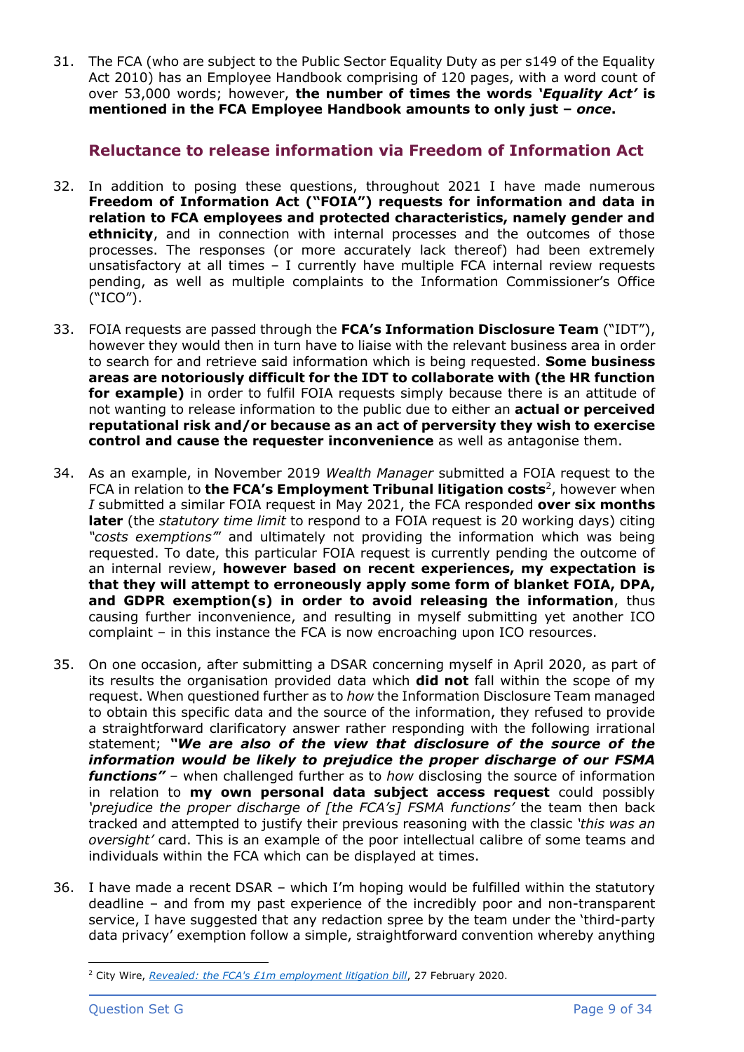31. The FCA (who are subject to the Public Sector Equality Duty as per s149 of the Equality Act 2010) has an Employee Handbook comprising of 120 pages, with a word count of over 53,000 words; however, **the number of times the words '*Equality Act*' is mentioned in the FCA Employee Handbook amounts to only just – *once*.**

## Reluctance to release information via Freedom of Information Act

32. In addition to posing these questions, throughout 2021 I have made numerous **Freedom of Information Act ("FOIA") requests for information and data in relation to FCA employees and protected characteristics, namely gender and ethnicity**, and in connection with internal processes and the outcomes of those processes. The responses (or more accurately lack thereof) had been extremely unsatisfactory at all times – I currently have multiple FCA internal review requests pending, as well as multiple complaints to the Information Commissioner's Office ("ICO").

33. FOIA requests are passed through the **FCA's Information Disclosure Team** ("IDT"), however they would then in turn have to liaise with the relevant business area in order to search for and retrieve said information which is being requested. **Some business areas are notoriously difficult for the IDT to collaborate with (the HR function for example)** in order to fulfil FOIA requests simply because there is an attitude of not wanting to release information to the public due to either an **actual or perceived reputational risk and/or because as an act of perversity they wish to exercise control and cause the requester inconvenience** as well as antagonise them.

34. As an example, in November 2019 *Wealth Manager* submitted a FOIA request to the FCA in relation to **the FCA's Employment Tribunal litigation costs**[2], however when *I* submitted a similar FOIA request in May 2021, the FCA responded **over six months later** (the *statutory time limit* to respond to a FOIA request is 20 working days) citing *"costs exemptions"*' and ultimately not providing the information which was being requested. To date, this particular FOIA request is currently pending the outcome of an internal review, **however based on recent experiences, my expectation is that they will attempt to erroneously apply some form of blanket FOIA, DPA, and GDPR exemption(s) in order to avoid releasing the information**, thus causing further inconvenience, and resulting in myself submitting yet another ICO complaint – in this instance the FCA is now encroaching upon ICO resources.

35. On one occasion, after submitting a DSAR concerning myself in April 2020, as part of its results the organisation provided data which **did not** fall within the scope of my request. When questioned further as to *how* the Information Disclosure Team managed to obtain this specific data and the source of the information, they refused to provide a straightforward clarificatory answer rather responding with the following irrational statement; ***"We are also of the view that disclosure of the source of the information would be likely to prejudice the proper discharge of our FSMA functions"*** – when challenged further as to *how* disclosing the source of information in relation to **my own personal data subject access request** could possibly *'prejudice the proper discharge of [the FCA's] FSMA functions'* the team then back tracked and attempted to justify their previous reasoning with the classic *'this was an oversight'* card. This is an example of the poor intellectual calibre of some teams and individuals within the FCA which can be displayed at times.

36. I have made a recent DSAR – which I'm hoping would be fulfilled within the statutory deadline – and from my past experience of the incredibly poor and non-transparent service, I have suggested that any redaction spree by the team under the 'third-party data privacy' exemption follow a simple, straightforward convention whereby anything

---

[2] City Wire, *Revealed: the FCA's £1m employment litigation bill*, 27 February 2020.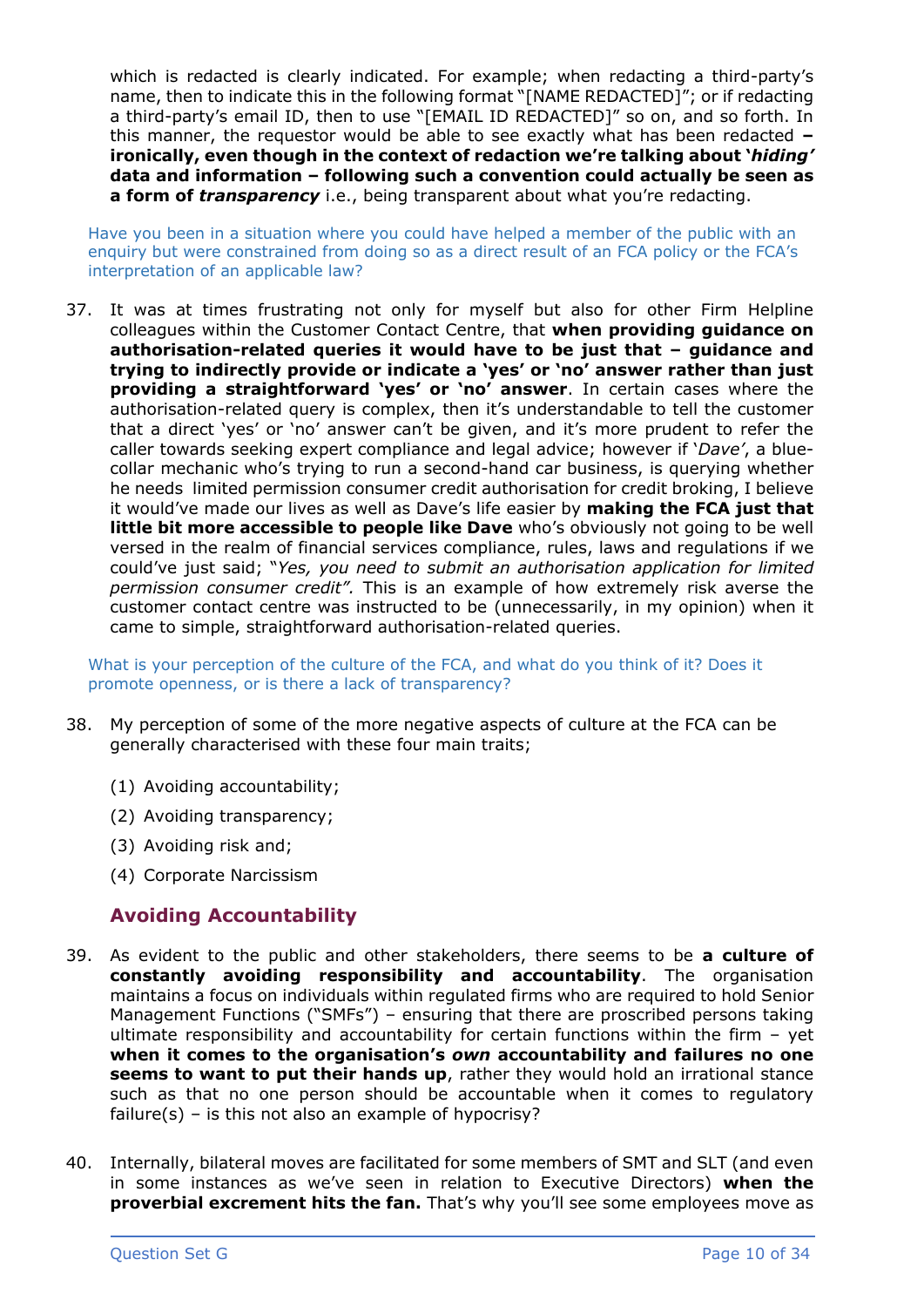which is redacted is clearly indicated. For example; when redacting a third-party's name, then to indicate this in the following format "[NAME REDACTED]"; or if redacting a third-party's email ID, then to use "[EMAIL ID REDACTED]" so on, and so forth. In this manner, the requestor would be able to see exactly what has been redacted **– ironically, even though in the context of redaction we're talking about '*hiding'* data and information – following such a convention could actually be seen as a form of *transparency*** i.e., being transparent about what you're redacting.

Have you been in a situation where you could have helped a member of the public with an enquiry but were constrained from doing so as a direct result of an FCA policy or the FCA's interpretation of an applicable law?

37. It was at times frustrating not only for myself but also for other Firm Helpline colleagues within the Customer Contact Centre, that **when providing guidance on authorisation-related queries it would have to be just that – guidance and trying to indirectly provide or indicate a 'yes' or 'no' answer rather than just providing a straightforward 'yes' or 'no' answer**. In certain cases where the authorisation-related query is complex, then it's understandable to tell the customer that a direct 'yes' or 'no' answer can't be given, and it's more prudent to refer the caller towards seeking expert compliance and legal advice; however if '*Dave'*, a blue-collar mechanic who's trying to run a second-hand car business, is querying whether he needs limited permission consumer credit authorisation for credit broking, I believe it would've made our lives as well as Dave's life easier by **making the FCA just that little bit more accessible to people like Dave** who's obviously not going to be well versed in the realm of financial services compliance, rules, laws and regulations if we could've just said; "*Yes, you need to submit an authorisation application for limited permission consumer credit".* This is an example of how extremely risk averse the customer contact centre was instructed to be (unnecessarily, in my opinion) when it came to simple, straightforward authorisation-related queries.

What is your perception of the culture of the FCA, and what do you think of it? Does it promote openness, or is there a lack of transparency?

38. My perception of some of the more negative aspects of culture at the FCA can be generally characterised with these four main traits;

    (1) Avoiding accountability;

    (2) Avoiding transparency;

    (3) Avoiding risk and;

    (4) Corporate Narcissism

## Avoiding Accountability

39. As evident to the public and other stakeholders, there seems to be **a culture of constantly avoiding responsibility and accountability**. The organisation maintains a focus on individuals within regulated firms who are required to hold Senior Management Functions ("SMFs") – ensuring that there are proscribed persons taking ultimate responsibility and accountability for certain functions within the firm – yet **when it comes to the organisation's *own* accountability and failures no one seems to want to put their hands up**, rather they would hold an irrational stance such as that no one person should be accountable when it comes to regulatory failure(s) – is this not also an example of hypocrisy?

40. Internally, bilateral moves are facilitated for some members of SMT and SLT (and even in some instances as we've seen in relation to Executive Directors) **when the proverbial excrement hits the fan.** That's why you'll see some employees move as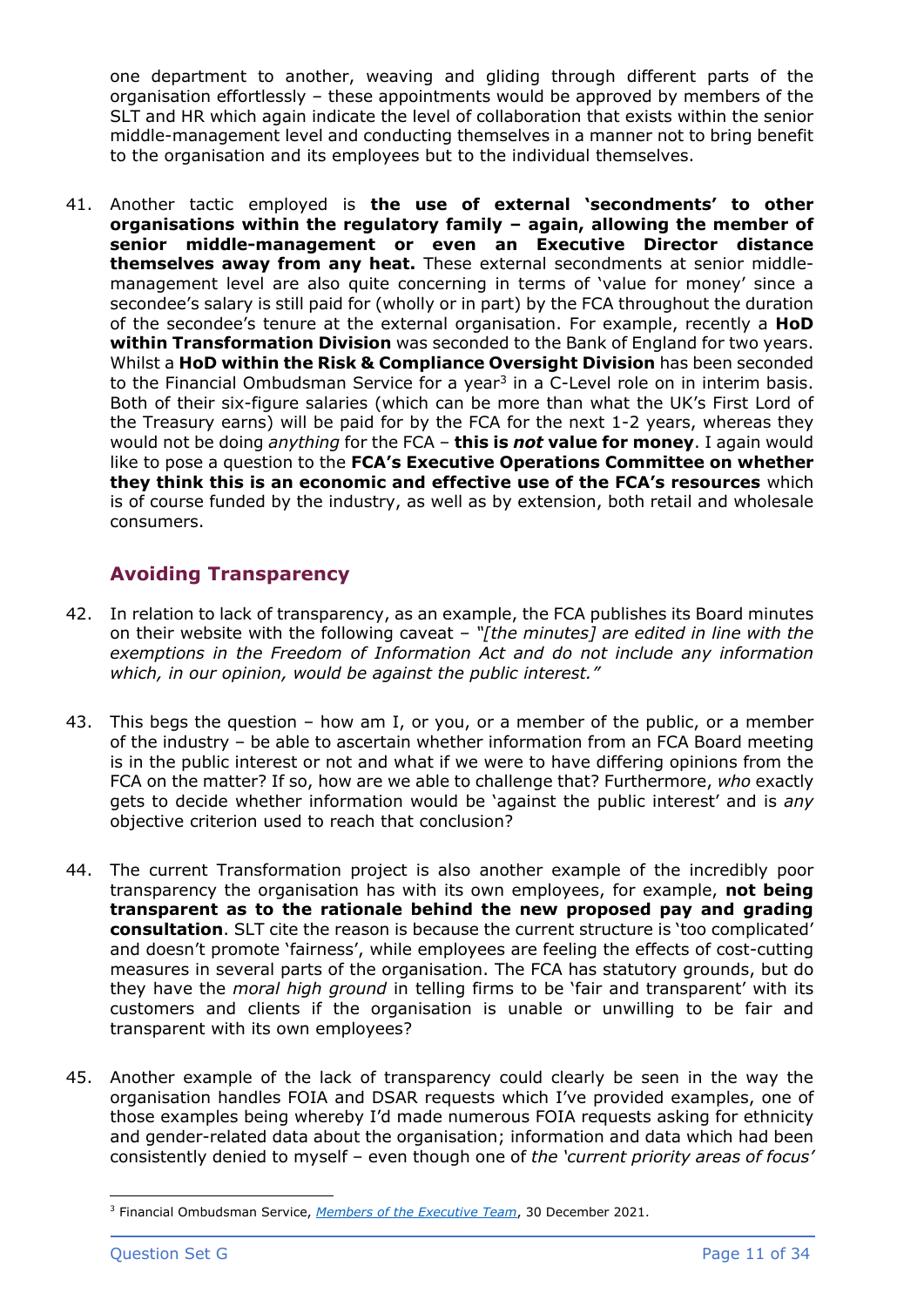one department to another, weaving and gliding through different parts of the organisation effortlessly – these appointments would be approved by members of the SLT and HR which again indicate the level of collaboration that exists within the senior middle-management level and conducting themselves in a manner not to bring benefit to the organisation and its employees but to the individual themselves.

41. Another tactic employed is **the use of external 'secondments' to other organisations within the regulatory family – again, allowing the member of senior middle-management or even an Executive Director distance themselves away from any heat.** These external secondments at senior middle-management level are also quite concerning in terms of 'value for money' since a secondee's salary is still paid for (wholly or in part) by the FCA throughout the duration of the secondee's tenure at the external organisation. For example, recently a **HoD within Transformation Division** was seconded to the Bank of England for two years. Whilst a **HoD within the Risk & Compliance Oversight Division** has been seconded to the Financial Ombudsman Service for a year[3] in a C-Level role on in interim basis. Both of their six-figure salaries (which can be more than what the UK's First Lord of the Treasury earns) will be paid for by the FCA for the next 1-2 years, whereas they would not be doing *anything* for the FCA – **this is *not* value for money**. I again would like to pose a question to the **FCA's Executive Operations Committee on whether they think this is an economic and effective use of the FCA's resources** which is of course funded by the industry, as well as by extension, both retail and wholesale consumers.

## Avoiding Transparency

42. In relation to lack of transparency, as an example, the FCA publishes its Board minutes on their website with the following caveat – *"[the minutes] are edited in line with the exemptions in the Freedom of Information Act and do not include any information which, in our opinion, would be against the public interest."*

43. This begs the question – how am I, or you, or a member of the public, or a member of the industry – be able to ascertain whether information from an FCA Board meeting is in the public interest or not and what if we were to have differing opinions from the FCA on the matter? If so, how are we able to challenge that? Furthermore, *who* exactly gets to decide whether information would be 'against the public interest' and is *any* objective criterion used to reach that conclusion?

44. The current Transformation project is also another example of the incredibly poor transparency the organisation has with its own employees, for example, **not being transparent as to the rationale behind the new proposed pay and grading consultation**. SLT cite the reason is because the current structure is 'too complicated' and doesn't promote 'fairness', while employees are feeling the effects of cost-cutting measures in several parts of the organisation. The FCA has statutory grounds, but do they have the *moral high ground* in telling firms to be 'fair and transparent' with its customers and clients if the organisation is unable or unwilling to be fair and transparent with its own employees?

45. Another example of the lack of transparency could clearly be seen in the way the organisation handles FOIA and DSAR requests which I've provided examples, one of those examples being whereby I'd made numerous FOIA requests asking for ethnicity and gender-related data about the organisation; information and data which had been consistently denied to myself – even though one of *the 'current priority areas of focus'*

---

[3] Financial Ombudsman Service, *Members of the Executive Team*, 30 December 2021.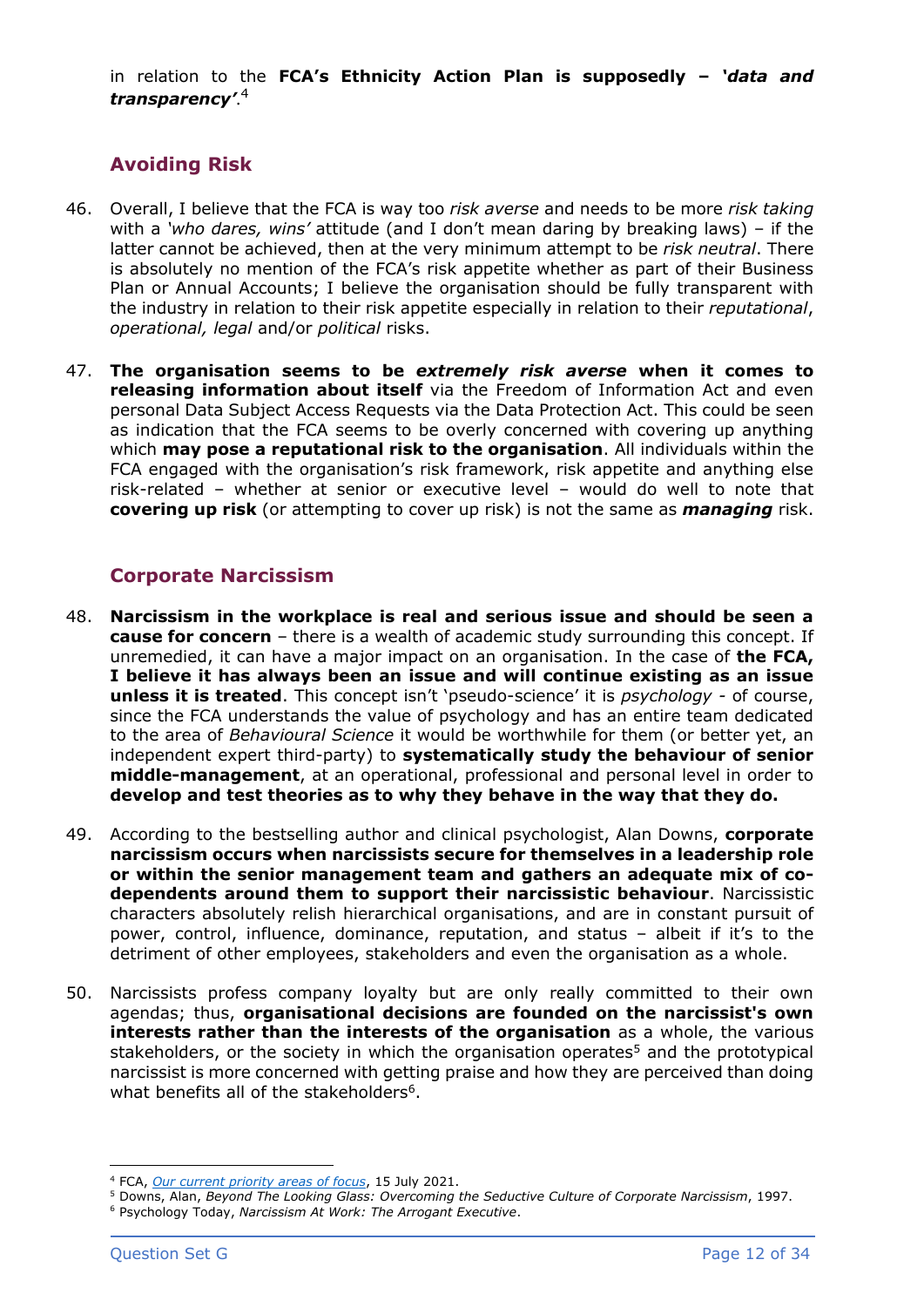in relation to the **FCA's Ethnicity Action Plan is supposedly – *'data and transparency'*.**[4]

## Avoiding Risk

46. Overall, I believe that the FCA is way too *risk averse* and needs to be more *risk taking* with a *'who dares, wins'* attitude (and I don't mean daring by breaking laws) – if the latter cannot be achieved, then at the very minimum attempt to be *risk neutral*. There is absolutely no mention of the FCA's risk appetite whether as part of their Business Plan or Annual Accounts; I believe the organisation should be fully transparent with the industry in relation to their risk appetite especially in relation to their *reputational*, *operational, legal* and/or *political* risks.

47. **The organisation seems to be *extremely risk averse* when it comes to releasing information about itself** via the Freedom of Information Act and even personal Data Subject Access Requests via the Data Protection Act. This could be seen as indication that the FCA seems to be overly concerned with covering up anything which **may pose a reputational risk to the organisation**. All individuals within the FCA engaged with the organisation's risk framework, risk appetite and anything else risk-related – whether at senior or executive level – would do well to note that **covering up risk** (or attempting to cover up risk) is not the same as ***managing*** risk.

## Corporate Narcissism

48. **Narcissism in the workplace is real and serious issue and should be seen a cause for concern** – there is a wealth of academic study surrounding this concept. If unremedied, it can have a major impact on an organisation. In the case of **the FCA, I believe it has always been an issue and will continue existing as an issue unless it is treated**. This concept isn't 'pseudo-science' it is *psychology* - of course, since the FCA understands the value of psychology and has an entire team dedicated to the area of *Behavioural Science* it would be worthwhile for them (or better yet, an independent expert third-party) to **systematically study the behaviour of senior middle-management**, at an operational, professional and personal level in order to **develop and test theories as to why they behave in the way that they do.**

49. According to the bestselling author and clinical psychologist, Alan Downs, **corporate narcissism occurs when narcissists secure for themselves in a leadership role or within the senior management team and gathers an adequate mix of co-dependents around them to support their narcissistic behaviour**. Narcissistic characters absolutely relish hierarchical organisations, and are in constant pursuit of power, control, influence, dominance, reputation, and status – albeit if it's to the detriment of other employees, stakeholders and even the organisation as a whole.

50. Narcissists profess company loyalty but are only really committed to their own agendas; thus, **organisational decisions are founded on the narcissist's own interests rather than the interests of the organisation** as a whole, the various stakeholders, or the society in which the organisation operates[5] and the prototypical narcissist is more concerned with getting praise and how they are perceived than doing what benefits all of the stakeholders[6].

---

[4] FCA, *Our current priority areas of focus*, 15 July 2021.

[5] Downs, Alan, *Beyond The Looking Glass: Overcoming the Seductive Culture of Corporate Narcissism*, 1997.

[6] Psychology Today, *Narcissism At Work: The Arrogant Executive*.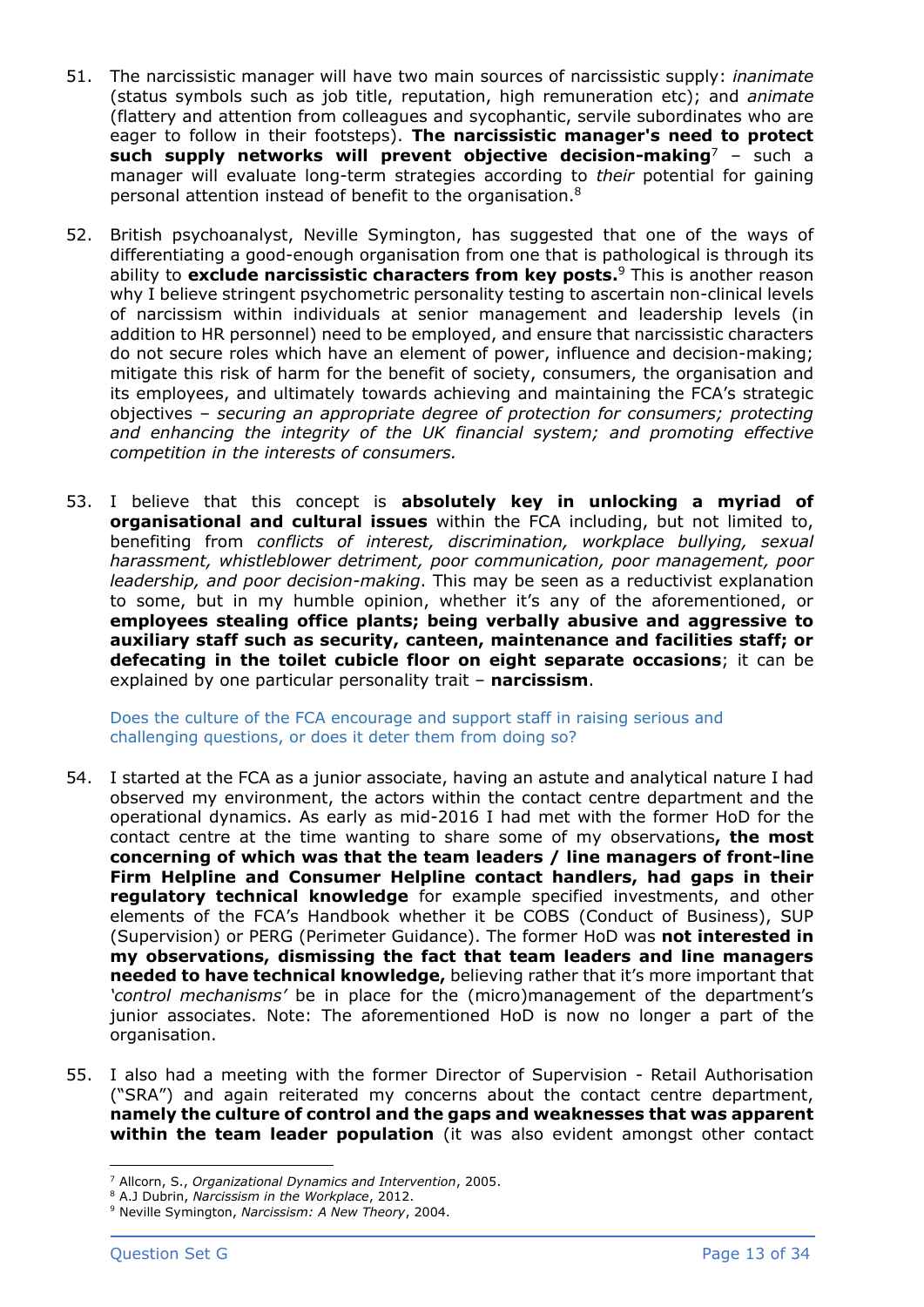51. The narcissistic manager will have two main sources of narcissistic supply: *inanimate* (status symbols such as job title, reputation, high remuneration etc); and *animate* (flattery and attention from colleagues and sycophantic, servile subordinates who are eager to follow in their footsteps). **The narcissistic manager's need to protect such supply networks will prevent objective decision-making**[7] – such a manager will evaluate long-term strategies according to *their* potential for gaining personal attention instead of benefit to the organisation.[8]

52. British psychoanalyst, Neville Symington, has suggested that one of the ways of differentiating a good-enough organisation from one that is pathological is through its ability to **exclude narcissistic characters from key posts.**[9] This is another reason why I believe stringent psychometric personality testing to ascertain non-clinical levels of narcissism within individuals at senior management and leadership levels (in addition to HR personnel) need to be employed, and ensure that narcissistic characters do not secure roles which have an element of power, influence and decision-making; mitigate this risk of harm for the benefit of society, consumers, the organisation and its employees, and ultimately towards achieving and maintaining the FCA's strategic objectives – *securing an appropriate degree of protection for consumers; protecting and enhancing the integrity of the UK financial system; and promoting effective competition in the interests of consumers.*

53. I believe that this concept is **absolutely key in unlocking a myriad of organisational and cultural issues** within the FCA including, but not limited to, benefiting from *conflicts of interest, discrimination, workplace bullying, sexual harassment, whistleblower detriment, poor communication, poor management, poor leadership, and poor decision-making*. This may be seen as a reductivist explanation to some, but in my humble opinion, whether it's any of the aforementioned, or **employees stealing office plants; being verbally abusive and aggressive to auxiliary staff such as security, canteen, maintenance and facilities staff; or defecating in the toilet cubicle floor on eight separate occasions**; it can be explained by one particular personality trait – **narcissism**.

Does the culture of the FCA encourage and support staff in raising serious and challenging questions, or does it deter them from doing so?

54. I started at the FCA as a junior associate, having an astute and analytical nature I had observed my environment, the actors within the contact centre department and the operational dynamics. As early as mid-2016 I had met with the former HoD for the contact centre at the time wanting to share some of my observations**, the most concerning of which was that the team leaders / line managers of front-line Firm Helpline and Consumer Helpline contact handlers, had gaps in their regulatory technical knowledge** for example specified investments, and other elements of the FCA's Handbook whether it be COBS (Conduct of Business), SUP (Supervision) or PERG (Perimeter Guidance). The former HoD was **not interested in my observations, dismissing the fact that team leaders and line managers needed to have technical knowledge,** believing rather that it's more important that *'control mechanisms'* be in place for the (micro)management of the department's junior associates. Note: The aforementioned HoD is now no longer a part of the organisation.

55. I also had a meeting with the former Director of Supervision - Retail Authorisation ("SRA") and again reiterated my concerns about the contact centre department, **namely the culture of control and the gaps and weaknesses that was apparent within the team leader population** (it was also evident amongst other contact

---

[7] Allcorn, S., *Organizational Dynamics and Intervention*, 2005.
[8] A.J Dubrin, *Narcissism in the Workplace*, 2012.
[9] Neville Symington, *Narcissism: A New Theory*, 2004.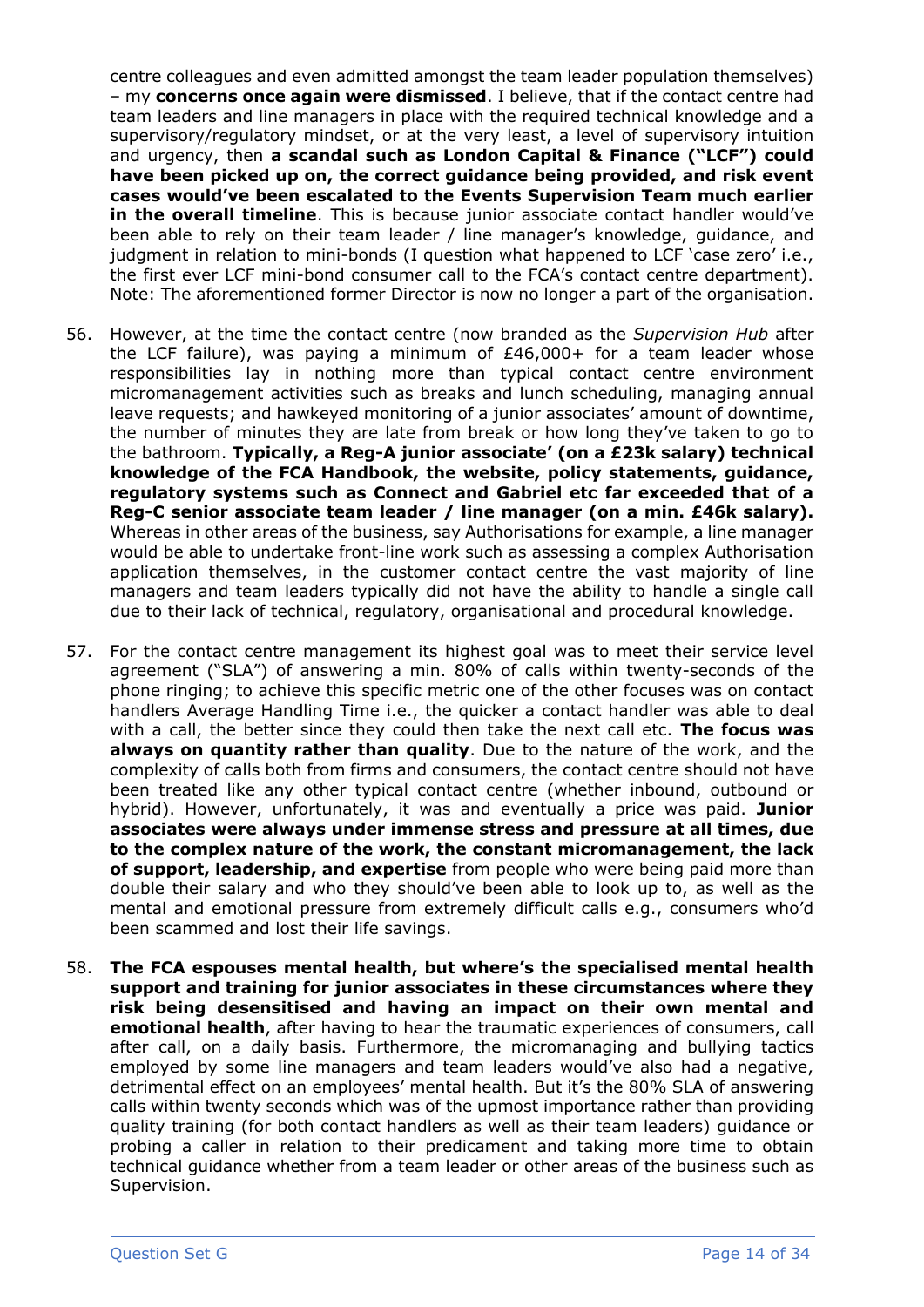centre colleagues and even admitted amongst the team leader population themselves) – my **concerns once again were dismissed**. I believe, that if the contact centre had team leaders and line managers in place with the required technical knowledge and a supervisory/regulatory mindset, or at the very least, a level of supervisory intuition and urgency, then **a scandal such as London Capital & Finance ("LCF") could have been picked up on, the correct guidance being provided, and risk event cases would've been escalated to the Events Supervision Team much earlier in the overall timeline**. This is because junior associate contact handler would've been able to rely on their team leader / line manager's knowledge, guidance, and judgment in relation to mini-bonds (I question what happened to LCF 'case zero' i.e., the first ever LCF mini-bond consumer call to the FCA's contact centre department). Note: The aforementioned former Director is now no longer a part of the organisation.

56. However, at the time the contact centre (now branded as the *Supervision Hub* after the LCF failure), was paying a minimum of £46,000+ for a team leader whose responsibilities lay in nothing more than typical contact centre environment micromanagement activities such as breaks and lunch scheduling, managing annual leave requests; and hawkeyed monitoring of a junior associates' amount of downtime, the number of minutes they are late from break or how long they've taken to go to the bathroom. **Typically, a Reg-A junior associate' (on a £23k salary) technical knowledge of the FCA Handbook, the website, policy statements, guidance, regulatory systems such as Connect and Gabriel etc far exceeded that of a Reg-C senior associate team leader / line manager (on a min. £46k salary).** Whereas in other areas of the business, say Authorisations for example, a line manager would be able to undertake front-line work such as assessing a complex Authorisation application themselves, in the customer contact centre the vast majority of line managers and team leaders typically did not have the ability to handle a single call due to their lack of technical, regulatory, organisational and procedural knowledge.

57. For the contact centre management its highest goal was to meet their service level agreement ("SLA") of answering a min. 80% of calls within twenty-seconds of the phone ringing; to achieve this specific metric one of the other focuses was on contact handlers Average Handling Time i.e., the quicker a contact handler was able to deal with a call, the better since they could then take the next call etc. **The focus was always on quantity rather than quality**. Due to the nature of the work, and the complexity of calls both from firms and consumers, the contact centre should not have been treated like any other typical contact centre (whether inbound, outbound or hybrid). However, unfortunately, it was and eventually a price was paid. **Junior associates were always under immense stress and pressure at all times, due to the complex nature of the work, the constant micromanagement, the lack of support, leadership, and expertise** from people who were being paid more than double their salary and who they should've been able to look up to, as well as the mental and emotional pressure from extremely difficult calls e.g., consumers who'd been scammed and lost their life savings.

58. **The FCA espouses mental health, but where's the specialised mental health support and training for junior associates in these circumstances where they risk being desensitised and having an impact on their own mental and emotional health**, after having to hear the traumatic experiences of consumers, call after call, on a daily basis. Furthermore, the micromanaging and bullying tactics employed by some line managers and team leaders would've also had a negative, detrimental effect on an employees' mental health. But it's the 80% SLA of answering calls within twenty seconds which was of the upmost importance rather than providing quality training (for both contact handlers as well as their team leaders) guidance or probing a caller in relation to their predicament and taking more time to obtain technical guidance whether from a team leader or other areas of the business such as Supervision.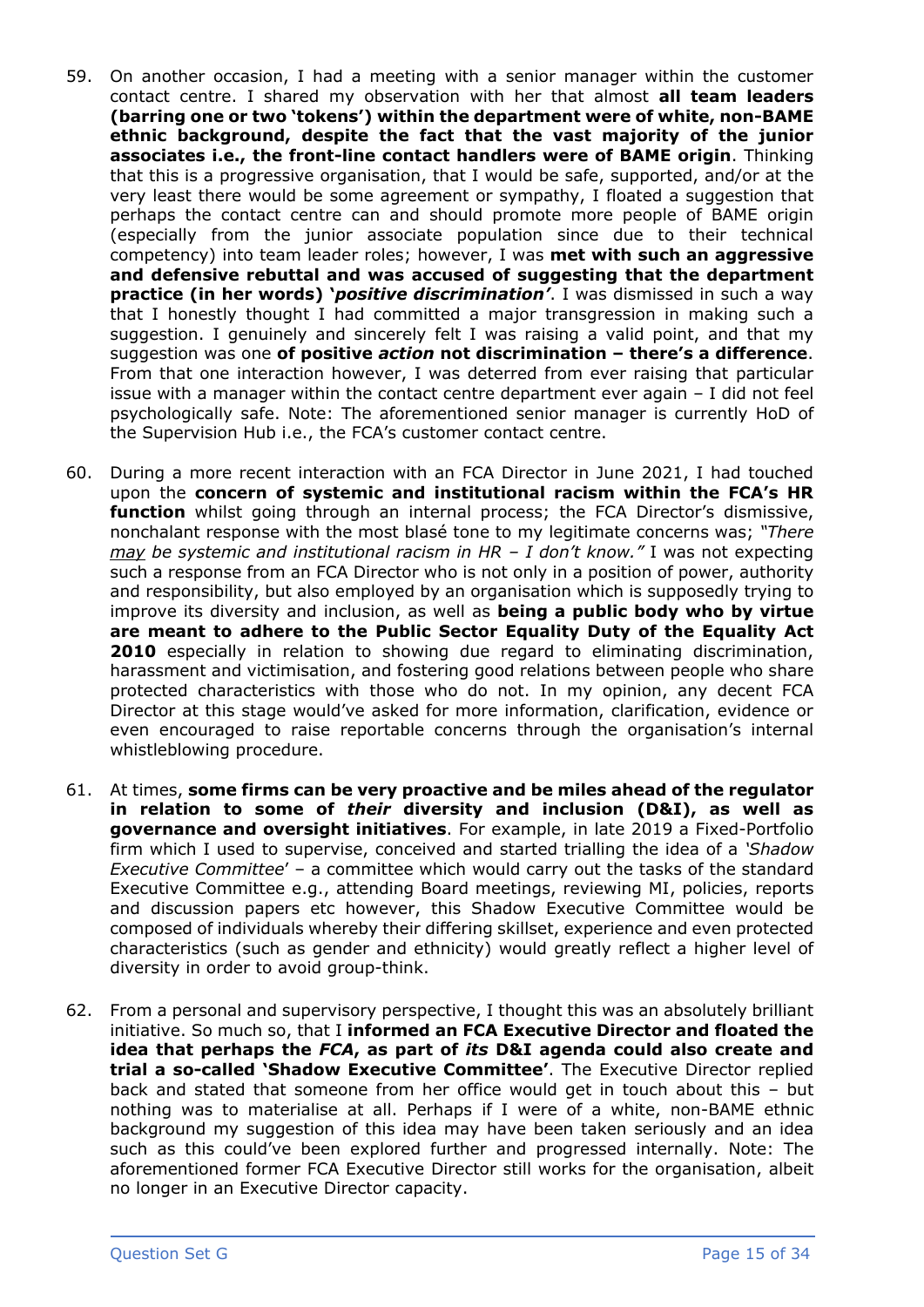59. On another occasion, I had a meeting with a senior manager within the customer contact centre. I shared my observation with her that almost **all team leaders (barring one or two 'tokens') within the department were of white, non-BAME ethnic background, despite the fact that the vast majority of the junior associates i.e., the front-line contact handlers were of BAME origin**. Thinking that this is a progressive organisation, that I would be safe, supported, and/or at the very least there would be some agreement or sympathy, I floated a suggestion that perhaps the contact centre can and should promote more people of BAME origin (especially from the junior associate population since due to their technical competency) into team leader roles; however, I was **met with such an aggressive and defensive rebuttal and was accused of suggesting that the department practice (in her words) '*positive discrimination*'**. I was dismissed in such a way that I honestly thought I had committed a major transgression in making such a suggestion. I genuinely and sincerely felt I was raising a valid point, and that my suggestion was one **of positive *action* not discrimination – there's a difference**. From that one interaction however, I was deterred from ever raising that particular issue with a manager within the contact centre department ever again – I did not feel psychologically safe. Note: The aforementioned senior manager is currently HoD of the Supervision Hub i.e., the FCA's customer contact centre.

60. During a more recent interaction with an FCA Director in June 2021, I had touched upon the **concern of systemic and institutional racism within the FCA's HR function** whilst going through an internal process; the FCA Director's dismissive, nonchalant response with the most blasé tone to my legitimate concerns was; *"There may be systemic and institutional racism in HR – I don't know."* I was not expecting such a response from an FCA Director who is not only in a position of power, authority and responsibility, but also employed by an organisation which is supposedly trying to improve its diversity and inclusion, as well as **being a public body who by virtue are meant to adhere to the Public Sector Equality Duty of the Equality Act 2010** especially in relation to showing due regard to eliminating discrimination, harassment and victimisation, and fostering good relations between people who share protected characteristics with those who do not. In my opinion, any decent FCA Director at this stage would've asked for more information, clarification, evidence or even encouraged to raise reportable concerns through the organisation's internal whistleblowing procedure.

61. At times, **some firms can be very proactive and be miles ahead of the regulator in relation to some of *their* diversity and inclusion (D&I), as well as governance and oversight initiatives**. For example, in late 2019 a Fixed-Portfolio firm which I used to supervise, conceived and started trialling the idea of a '*Shadow Executive Committee*' – a committee which would carry out the tasks of the standard Executive Committee e.g., attending Board meetings, reviewing MI, policies, reports and discussion papers etc however, this Shadow Executive Committee would be composed of individuals whereby their differing skillset, experience and even protected characteristics (such as gender and ethnicity) would greatly reflect a higher level of diversity in order to avoid group-think.

62. From a personal and supervisory perspective, I thought this was an absolutely brilliant initiative. So much so, that I **informed an FCA Executive Director and floated the idea that perhaps the *FCA*, as part of *its* D&I agenda could also create and trial a so-called 'Shadow Executive Committee'**. The Executive Director replied back and stated that someone from her office would get in touch about this – but nothing was to materialise at all. Perhaps if I were of a white, non-BAME ethnic background my suggestion of this idea may have been taken seriously and an idea such as this could've been explored further and progressed internally. Note: The aforementioned former FCA Executive Director still works for the organisation, albeit no longer in an Executive Director capacity.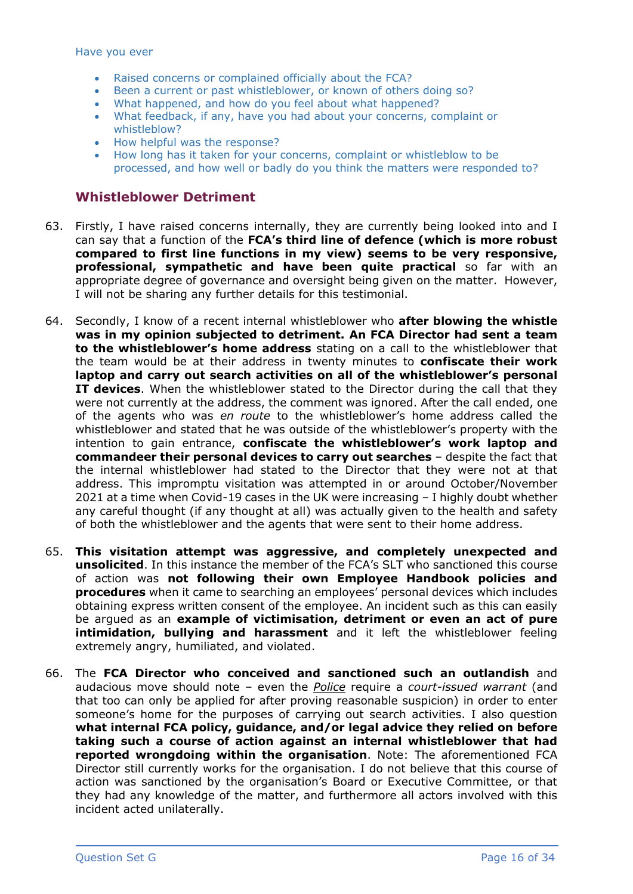Have you ever

- Raised concerns or complained officially about the FCA?
- Been a current or past whistleblower, or known of others doing so?
- What happened, and how do you feel about what happened?
- What feedback, if any, have you had about your concerns, complaint or whistleblow?
- How helpful was the response?
- How long has it taken for your concerns, complaint or whistleblow to be processed, and how well or badly do you think the matters were responded to?

## Whistleblower Detriment

63. Firstly, I have raised concerns internally, they are currently being looked into and I can say that a function of the **FCA's third line of defence (which is more robust compared to first line functions in my view) seems to be very responsive, professional, sympathetic and have been quite practical** so far with an appropriate degree of governance and oversight being given on the matter. However, I will not be sharing any further details for this testimonial.

64. Secondly, I know of a recent internal whistleblower who **after blowing the whistle was in my opinion subjected to detriment. An FCA Director had sent a team to the whistleblower's home address** stating on a call to the whistleblower that the team would be at their address in twenty minutes to **confiscate their work laptop and carry out search activities on all of the whistleblower's personal IT devices**. When the whistleblower stated to the Director during the call that they were not currently at the address, the comment was ignored. After the call ended, one of the agents who was *en route* to the whistleblower's home address called the whistleblower and stated that he was outside of the whistleblower's property with the intention to gain entrance, **confiscate the whistleblower's work laptop and commandeer their personal devices to carry out searches** – despite the fact that the internal whistleblower had stated to the Director that they were not at that address. This impromptu visitation was attempted in or around October/November 2021 at a time when Covid-19 cases in the UK were increasing – I highly doubt whether any careful thought (if any thought at all) was actually given to the health and safety of both the whistleblower and the agents that were sent to their home address.

65. **This visitation attempt was aggressive, and completely unexpected and unsolicited**. In this instance the member of the FCA's SLT who sanctioned this course of action was **not following their own Employee Handbook policies and procedures** when it came to searching an employees' personal devices which includes obtaining express written consent of the employee. An incident such as this can easily be argued as an **example of victimisation, detriment or even an act of pure intimidation, bullying and harassment** and it left the whistleblower feeling extremely angry, humiliated, and violated.

66. The **FCA Director who conceived and sanctioned such an outlandish** and audacious move should note – even the ***Police*** require a *court-issued warrant* (and that too can only be applied for after proving reasonable suspicion) in order to enter someone's home for the purposes of carrying out search activities. I also question **what internal FCA policy, guidance, and/or legal advice they relied on before taking such a course of action against an internal whistleblower that had reported wrongdoing within the organisation**. Note: The aforementioned FCA Director still currently works for the organisation. I do not believe that this course of action was sanctioned by the organisation's Board or Executive Committee, or that they had any knowledge of the matter, and furthermore all actors involved with this incident acted unilaterally.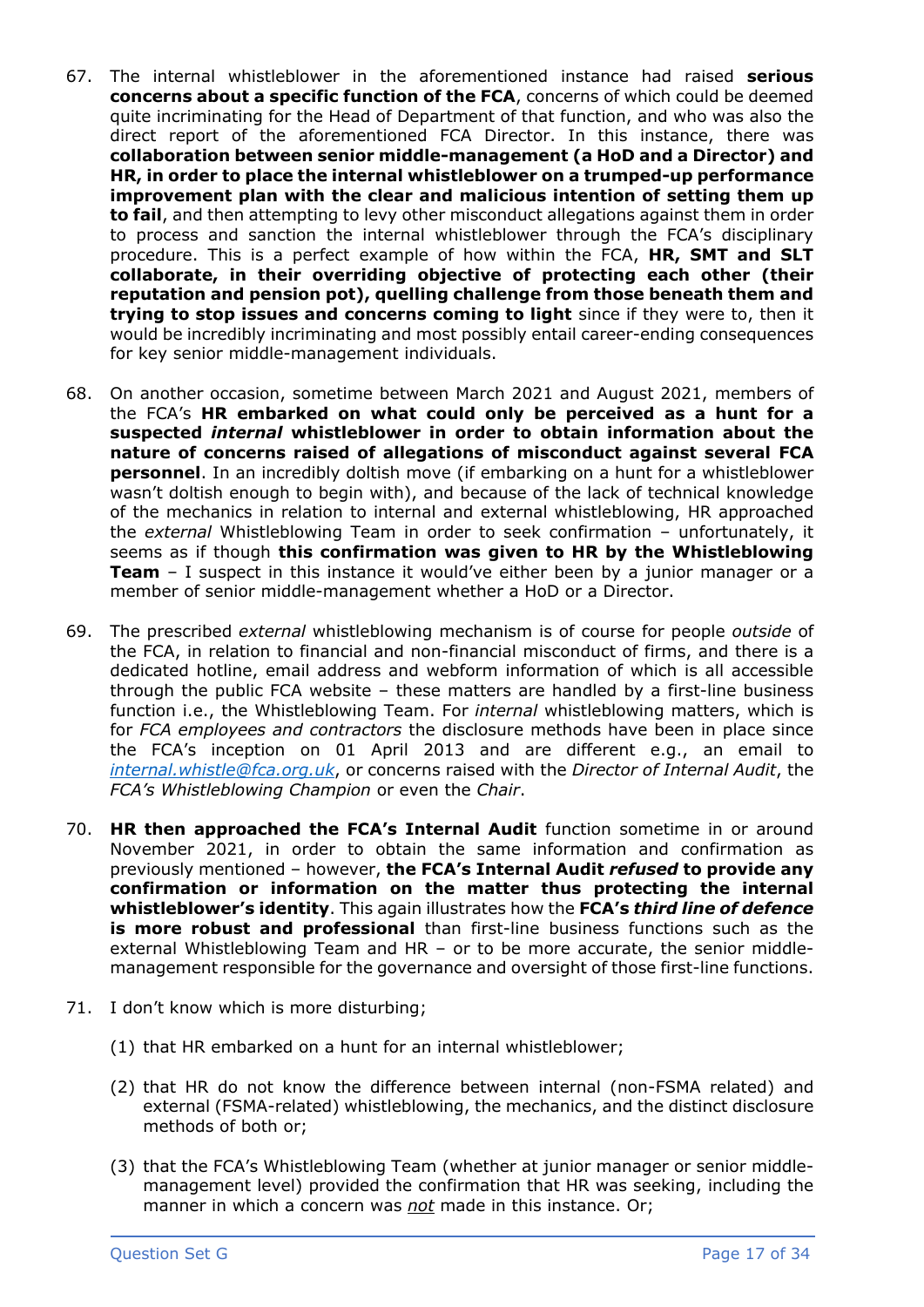67. The internal whistleblower in the aforementioned instance had raised **serious concerns about a specific function of the FCA**, concerns of which could be deemed quite incriminating for the Head of Department of that function, and who was also the direct report of the aforementioned FCA Director. In this instance, there was **collaboration between senior middle-management (a HoD and a Director) and HR, in order to place the internal whistleblower on a trumped-up performance improvement plan with the clear and malicious intention of setting them up to fail**, and then attempting to levy other misconduct allegations against them in order to process and sanction the internal whistleblower through the FCA's disciplinary procedure. This is a perfect example of how within the FCA, **HR, SMT and SLT collaborate, in their overriding objective of protecting each other (their reputation and pension pot), quelling challenge from those beneath them and trying to stop issues and concerns coming to light** since if they were to, then it would be incredibly incriminating and most possibly entail career-ending consequences for key senior middle-management individuals.

68. On another occasion, sometime between March 2021 and August 2021, members of the FCA's **HR embarked on what could only be perceived as a hunt for a suspected *internal* whistleblower in order to obtain information about the nature of concerns raised of allegations of misconduct against several FCA personnel**. In an incredibly doltish move (if embarking on a hunt for a whistleblower wasn't doltish enough to begin with), and because of the lack of technical knowledge of the mechanics in relation to internal and external whistleblowing, HR approached the *external* Whistleblowing Team in order to seek confirmation – unfortunately, it seems as if though **this confirmation was given to HR by the Whistleblowing Team** – I suspect in this instance it would've either been by a junior manager or a member of senior middle-management whether a HoD or a Director.

69. The prescribed *external* whistleblowing mechanism is of course for people *outside* of the FCA, in relation to financial and non-financial misconduct of firms, and there is a dedicated hotline, email address and webform information of which is all accessible through the public FCA website – these matters are handled by a first-line business function i.e., the Whistleblowing Team. For *internal* whistleblowing matters, which is for *FCA employees and contractors* the disclosure methods have been in place since the FCA's inception on 01 April 2013 and are different e.g., an email to *internal.whistle@fca.org.uk*, or concerns raised with the *Director of Internal Audit*, the *FCA's Whistleblowing Champion* or even the *Chair*.

70. **HR then approached the FCA's Internal Audit** function sometime in or around November 2021, in order to obtain the same information and confirmation as previously mentioned – however, **the FCA's Internal Audit *refused* to provide any confirmation or information on the matter thus protecting the internal whistleblower's identity**. This again illustrates how the **FCA's *third line of defence* is more robust and professional** than first-line business functions such as the external Whistleblowing Team and HR – or to be more accurate, the senior middle-management responsible for the governance and oversight of those first-line functions.

71. I don't know which is more disturbing;

    (1) that HR embarked on a hunt for an internal whistleblower;

    (2) that HR do not know the difference between internal (non-FSMA related) and external (FSMA-related) whistleblowing, the mechanics, and the distinct disclosure methods of both or;

    (3) that the FCA's Whistleblowing Team (whether at junior manager or senior middle-management level) provided the confirmation that HR was seeking, including the manner in which a concern was <u>*not*</u> made in this instance. Or;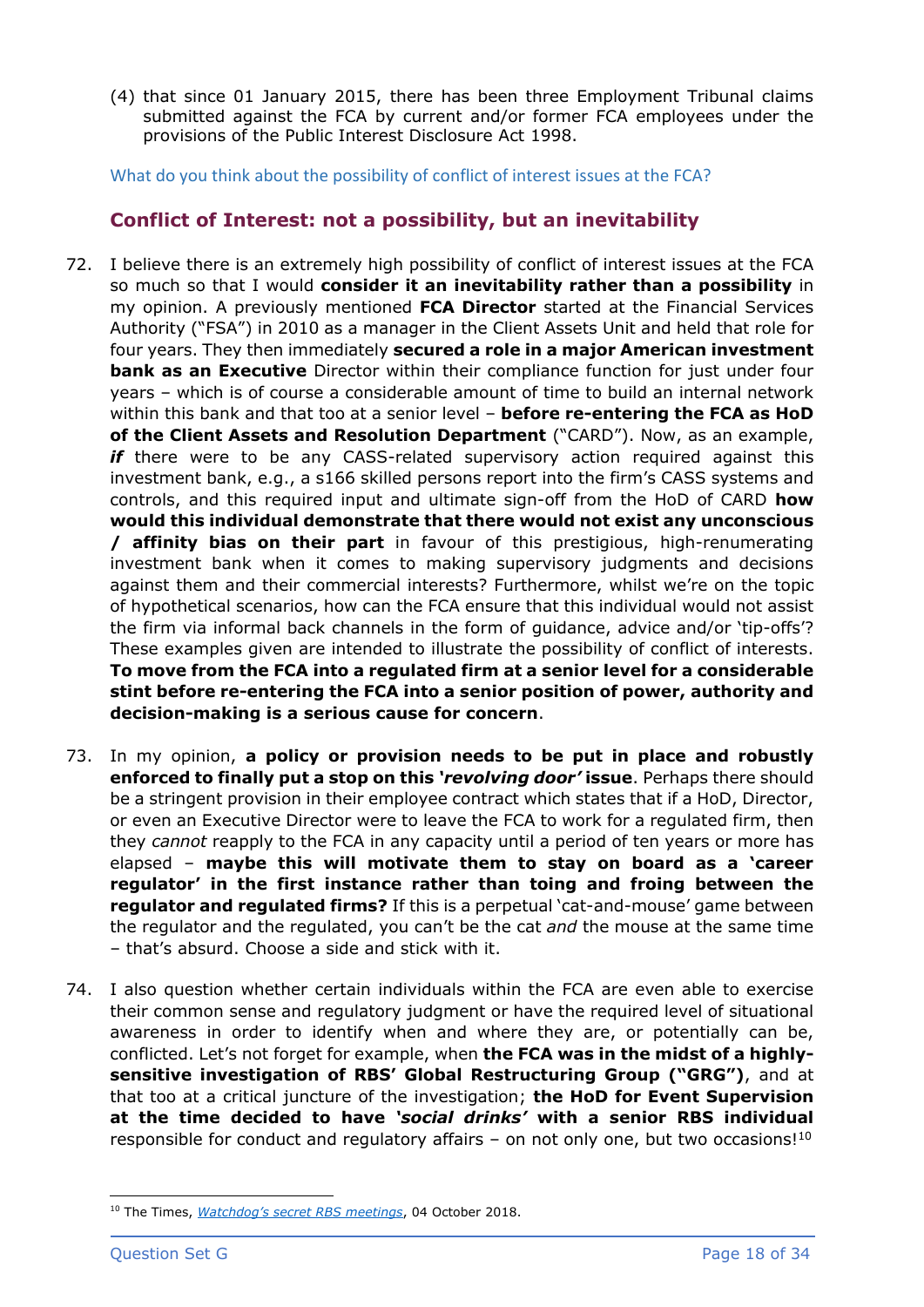(4) that since 01 January 2015, there has been three Employment Tribunal claims submitted against the FCA by current and/or former FCA employees under the provisions of the Public Interest Disclosure Act 1998.

What do you think about the possibility of conflict of interest issues at the FCA?

## Conflict of Interest: not a possibility, but an inevitability

72. I believe there is an extremely high possibility of conflict of interest issues at the FCA so much so that I would **consider it an inevitability rather than a possibility** in my opinion. A previously mentioned **FCA Director** started at the Financial Services Authority ("FSA") in 2010 as a manager in the Client Assets Unit and held that role for four years. They then immediately **secured a role in a major American investment bank as an Executive** Director within their compliance function for just under four years – which is of course a considerable amount of time to build an internal network within this bank and that too at a senior level – **before re-entering the FCA as HoD of the Client Assets and Resolution Department** ("CARD"). Now, as an example, ***if*** there were to be any CASS-related supervisory action required against this investment bank, e.g., a s166 skilled persons report into the firm's CASS systems and controls, and this required input and ultimate sign-off from the HoD of CARD **how would this individual demonstrate that there would not exist any unconscious / affinity bias on their part** in favour of this prestigious, high-renumerating investment bank when it comes to making supervisory judgments and decisions against them and their commercial interests? Furthermore, whilst we're on the topic of hypothetical scenarios, how can the FCA ensure that this individual would not assist the firm via informal back channels in the form of guidance, advice and/or 'tip-offs'? These examples given are intended to illustrate the possibility of conflict of interests. **To move from the FCA into a regulated firm at a senior level for a considerable stint before re-entering the FCA into a senior position of power, authority and decision-making is a serious cause for concern**.

73. In my opinion, **a policy or provision needs to be put in place and robustly enforced to finally put a stop on this '*revolving door*' issue**. Perhaps there should be a stringent provision in their employee contract which states that if a HoD, Director, or even an Executive Director were to leave the FCA to work for a regulated firm, then they *cannot* reapply to the FCA in any capacity until a period of ten years or more has elapsed – **maybe this will motivate them to stay on board as a 'career regulator' in the first instance rather than toing and froing between the regulator and regulated firms?** If this is a perpetual 'cat-and-mouse' game between the regulator and the regulated, you can't be the cat *and* the mouse at the same time – that's absurd. Choose a side and stick with it.

74. I also question whether certain individuals within the FCA are even able to exercise their common sense and regulatory judgment or have the required level of situational awareness in order to identify when and where they are, or potentially can be, conflicted. Let's not forget for example, when **the FCA was in the midst of a highly-sensitive investigation of RBS' Global Restructuring Group ("GRG")**, and at that too at a critical juncture of the investigation; **the HoD for Event Supervision at the time decided to have '*social drinks*' with a senior RBS individual** responsible for conduct and regulatory affairs – on not only one, but two occasions![10]

---

[10] The Times, *Watchdog's secret RBS meetings*, 04 October 2018.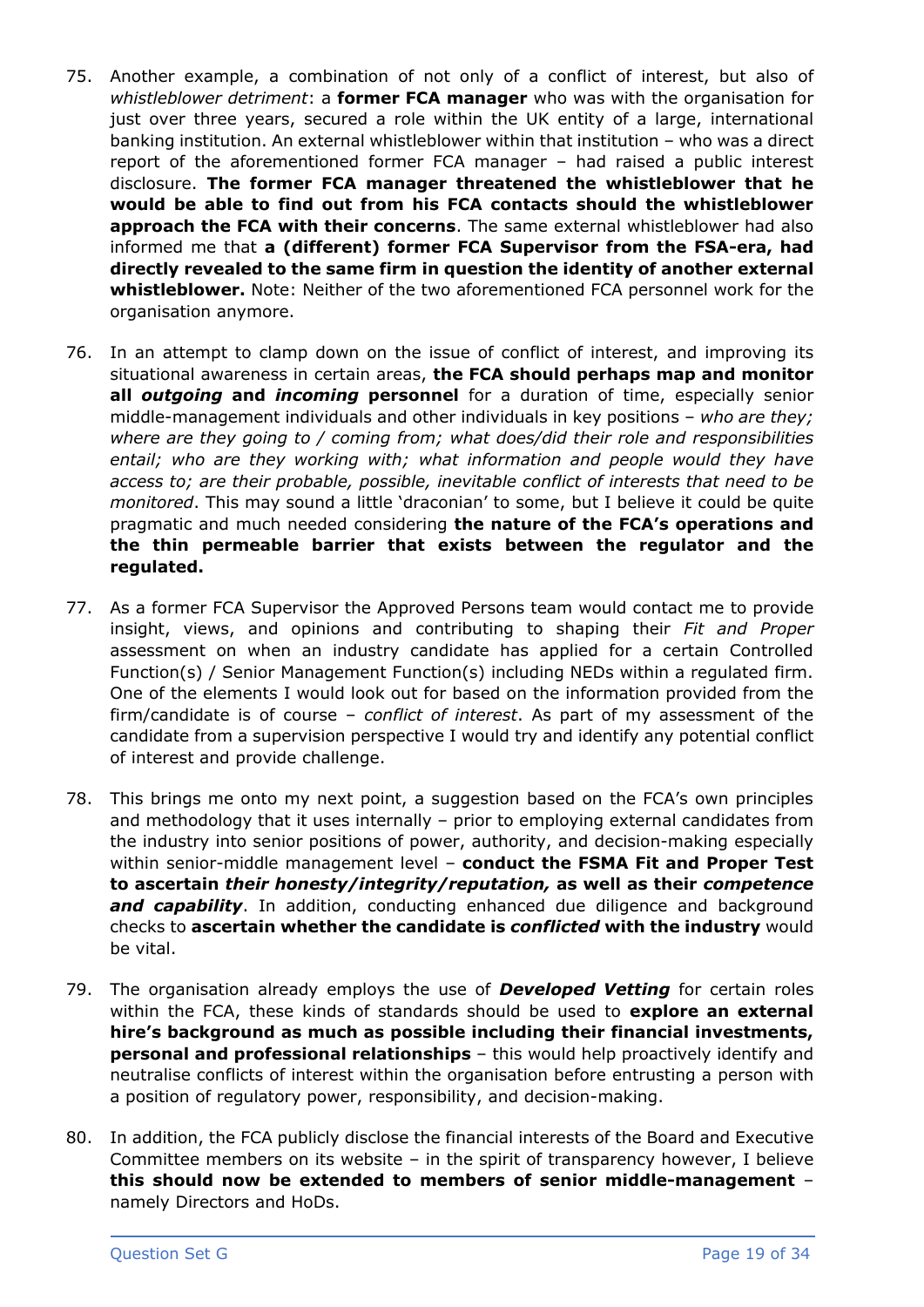75. Another example, a combination of not only of a conflict of interest, but also of *whistleblower detriment*: a **former FCA manager** who was with the organisation for just over three years, secured a role within the UK entity of a large, international banking institution. An external whistleblower within that institution – who was a direct report of the aforementioned former FCA manager – had raised a public interest disclosure. **The former FCA manager threatened the whistleblower that he would be able to find out from his FCA contacts should the whistleblower approach the FCA with their concerns**. The same external whistleblower had also informed me that **a (different) former FCA Supervisor from the FSA-era, had directly revealed to the same firm in question the identity of another external whistleblower.** Note: Neither of the two aforementioned FCA personnel work for the organisation anymore.

76. In an attempt to clamp down on the issue of conflict of interest, and improving its situational awareness in certain areas, **the FCA should perhaps map and monitor all *outgoing* and *incoming* personnel** for a duration of time, especially senior middle-management individuals and other individuals in key positions – *who are they; where are they going to / coming from; what does/did their role and responsibilities entail; who are they working with; what information and people would they have access to; are their probable, possible, inevitable conflict of interests that need to be monitored*. This may sound a little 'draconian' to some, but I believe it could be quite pragmatic and much needed considering **the nature of the FCA's operations and the thin permeable barrier that exists between the regulator and the regulated.**

77. As a former FCA Supervisor the Approved Persons team would contact me to provide insight, views, and opinions and contributing to shaping their *Fit and Proper* assessment on when an industry candidate has applied for a certain Controlled Function(s) / Senior Management Function(s) including NEDs within a regulated firm. One of the elements I would look out for based on the information provided from the firm/candidate is of course – *conflict of interest*. As part of my assessment of the candidate from a supervision perspective I would try and identify any potential conflict of interest and provide challenge.

78. This brings me onto my next point, a suggestion based on the FCA's own principles and methodology that it uses internally – prior to employing external candidates from the industry into senior positions of power, authority, and decision-making especially within senior-middle management level – **conduct the FSMA Fit and Proper Test to ascertain *their honesty/integrity/reputation,* as well as their *competence and capability***. In addition, conducting enhanced due diligence and background checks to **ascertain whether the candidate is *conflicted* with the industry** would be vital.

79. The organisation already employs the use of ***Developed Vetting*** for certain roles within the FCA, these kinds of standards should be used to **explore an external hire's background as much as possible including their financial investments, personal and professional relationships** – this would help proactively identify and neutralise conflicts of interest within the organisation before entrusting a person with a position of regulatory power, responsibility, and decision-making.

80. In addition, the FCA publicly disclose the financial interests of the Board and Executive Committee members on its website – in the spirit of transparency however, I believe **this should now be extended to members of senior middle-management** – namely Directors and HoDs.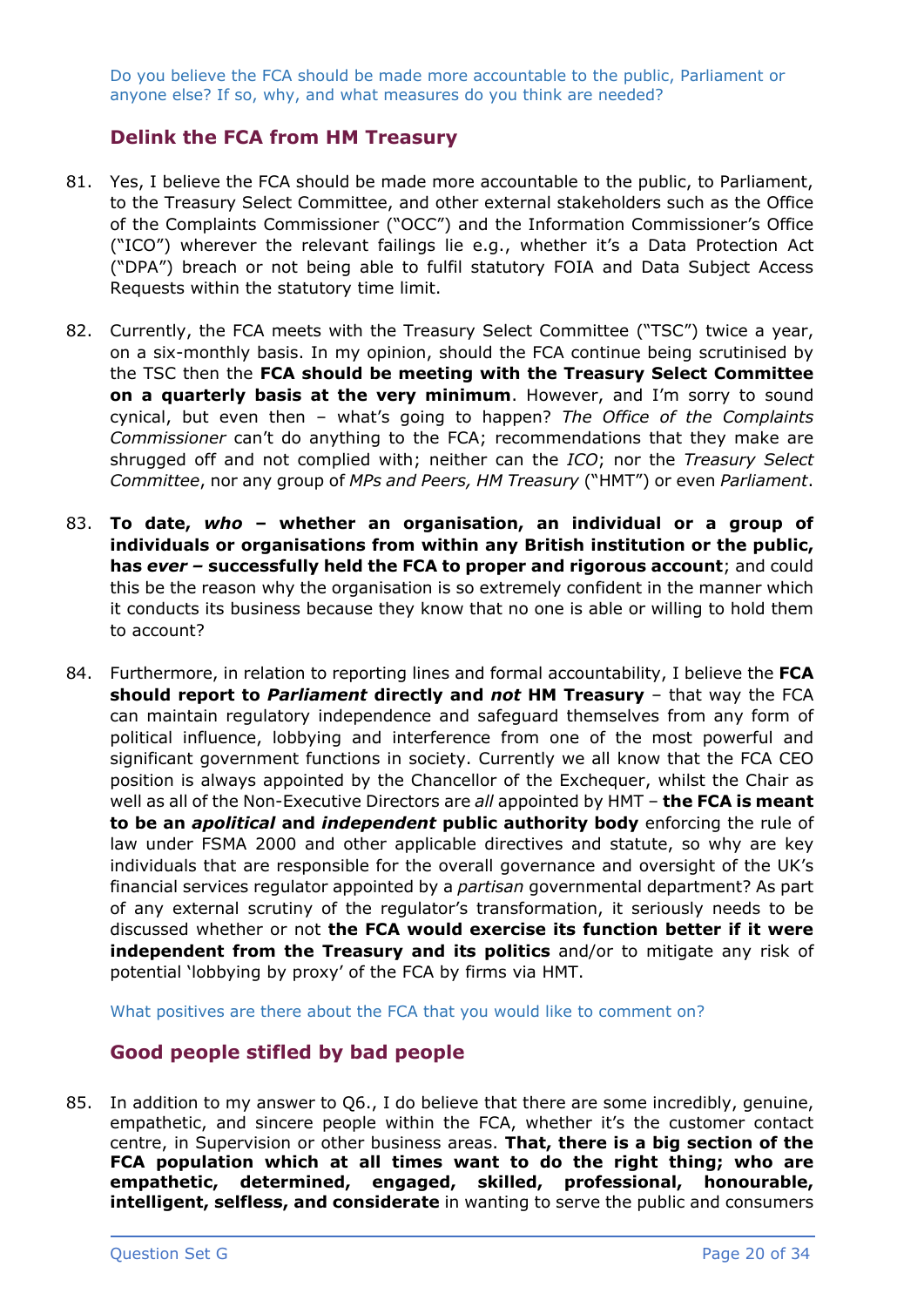Do you believe the FCA should be made more accountable to the public, Parliament or anyone else? If so, why, and what measures do you think are needed?

## Delink the FCA from HM Treasury

81. Yes, I believe the FCA should be made more accountable to the public, to Parliament, to the Treasury Select Committee, and other external stakeholders such as the Office of the Complaints Commissioner ("OCC") and the Information Commissioner's Office ("ICO") wherever the relevant failings lie e.g., whether it's a Data Protection Act ("DPA") breach or not being able to fulfil statutory FOIA and Data Subject Access Requests within the statutory time limit.

82. Currently, the FCA meets with the Treasury Select Committee ("TSC") twice a year, on a six-monthly basis. In my opinion, should the FCA continue being scrutinised by the TSC then the **FCA should be meeting with the Treasury Select Committee on a quarterly basis at the very minimum**. However, and I'm sorry to sound cynical, but even then – what's going to happen? *The Office of the Complaints Commissioner* can't do anything to the FCA; recommendations that they make are shrugged off and not complied with; neither can the *ICO*; nor the *Treasury Select Committee*, nor any group of *MPs and Peers, HM Treasury* ("HMT") or even *Parliament*.

83. **To date, *who* – whether an organisation, an individual or a group of individuals or organisations from within any British institution or the public, has *ever* – successfully held the FCA to proper and rigorous account**; and could this be the reason why the organisation is so extremely confident in the manner which it conducts its business because they know that no one is able or willing to hold them to account?

84. Furthermore, in relation to reporting lines and formal accountability, I believe the **FCA should report to *Parliament* directly and *not* HM Treasury** – that way the FCA can maintain regulatory independence and safeguard themselves from any form of political influence, lobbying and interference from one of the most powerful and significant government functions in society. Currently we all know that the FCA CEO position is always appointed by the Chancellor of the Exchequer, whilst the Chair as well as all of the Non-Executive Directors are *all* appointed by HMT – **the FCA is meant to be an *apolitical* and *independent* public authority body** enforcing the rule of law under FSMA 2000 and other applicable directives and statute, so why are key individuals that are responsible for the overall governance and oversight of the UK's financial services regulator appointed by a *partisan* governmental department? As part of any external scrutiny of the regulator's transformation, it seriously needs to be discussed whether or not **the FCA would exercise its function better if it were independent from the Treasury and its politics** and/or to mitigate any risk of potential 'lobbying by proxy' of the FCA by firms via HMT.

What positives are there about the FCA that you would like to comment on?

## Good people stifled by bad people

85. In addition to my answer to Q6., I do believe that there are some incredibly, genuine, empathetic, and sincere people within the FCA, whether it's the customer contact centre, in Supervision or other business areas. **That, there is a big section of the FCA population which at all times want to do the right thing; who are empathetic, determined, engaged, skilled, professional, honourable, intelligent, selfless, and considerate** in wanting to serve the public and consumers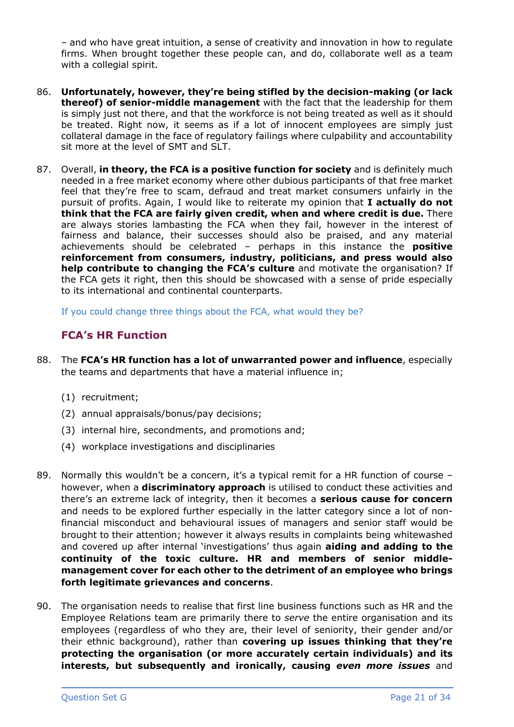– and who have great intuition, a sense of creativity and innovation in how to regulate firms. When brought together these people can, and do, collaborate well as a team with a collegial spirit.

86. **Unfortunately, however, they're being stifled by the decision-making (or lack thereof) of senior-middle management** with the fact that the leadership for them is simply just not there, and that the workforce is not being treated as well as it should be treated. Right now, it seems as if a lot of innocent employees are simply just collateral damage in the face of regulatory failings where culpability and accountability sit more at the level of SMT and SLT.

87. Overall, **in theory, the FCA is a positive function for society** and is definitely much needed in a free market economy where other dubious participants of that free market feel that they're free to scam, defraud and treat market consumers unfairly in the pursuit of profits. Again, I would like to reiterate my opinion that **I actually do not think that the FCA are fairly given credit, when and where credit is due.** There are always stories lambasting the FCA when they fail, however in the interest of fairness and balance, their successes should also be praised, and any material achievements should be celebrated – perhaps in this instance the **positive reinforcement from consumers, industry, politicians, and press would also help contribute to changing the FCA's culture** and motivate the organisation? If the FCA gets it right, then this should be showcased with a sense of pride especially to its international and continental counterparts.

If you could change three things about the FCA, what would they be?

## FCA's HR Function

88. The **FCA's HR function has a lot of unwarranted power and influence**, especially the teams and departments that have a material influence in;

    (1) recruitment;

    (2) annual appraisals/bonus/pay decisions;

    (3) internal hire, secondments, and promotions and;

    (4) workplace investigations and disciplinaries

89. Normally this wouldn't be a concern, it's a typical remit for a HR function of course – however, when a **discriminatory approach** is utilised to conduct these activities and there's an extreme lack of integrity, then it becomes a **serious cause for concern** and needs to be explored further especially in the latter category since a lot of non-financial misconduct and behavioural issues of managers and senior staff would be brought to their attention; however it always results in complaints being whitewashed and covered up after internal 'investigations' thus again **aiding and adding to the continuity of the toxic culture. HR and members of senior middle-management cover for each other to the detriment of an employee who brings forth legitimate grievances and concerns**.

90. The organisation needs to realise that first line business functions such as HR and the Employee Relations team are primarily there to *serve* the entire organisation and its employees (regardless of who they are, their level of seniority, their gender and/or their ethnic background), rather than **covering up issues thinking that they're protecting the organisation (or more accurately certain individuals) and its interests, but subsequently and ironically, causing *even more issues*** and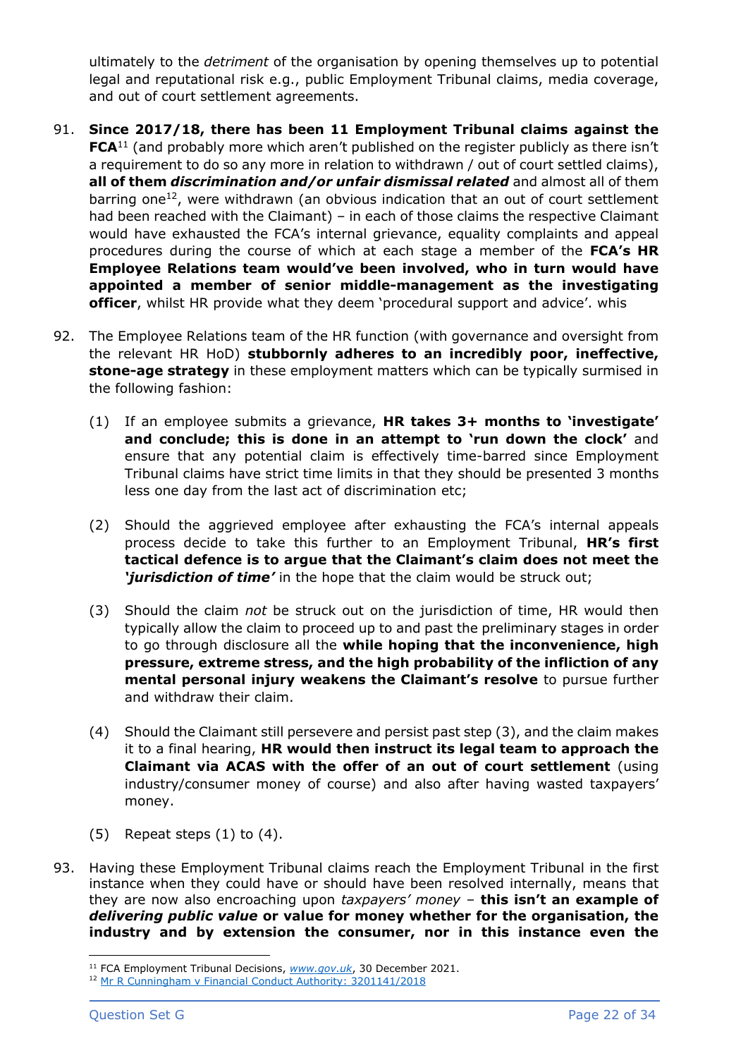ultimately to the *detriment* of the organisation by opening themselves up to potential legal and reputational risk e.g., public Employment Tribunal claims, media coverage, and out of court settlement agreements.

91. **Since 2017/18, there has been 11 Employment Tribunal claims against the FCA**[11] (and probably more which aren't published on the register publicly as there isn't a requirement to do so any more in relation to withdrawn / out of court settled claims), **all of them *discrimination and/or unfair dismissal related*** and almost all of them barring one[12], were withdrawn (an obvious indication that an out of court settlement had been reached with the Claimant) – in each of those claims the respective Claimant would have exhausted the FCA's internal grievance, equality complaints and appeal procedures during the course of which at each stage a member of the **FCA's HR Employee Relations team would've been involved, who in turn would have appointed a member of senior middle-management as the investigating officer**, whilst HR provide what they deem 'procedural support and advice'. whis

92. The Employee Relations team of the HR function (with governance and oversight from the relevant HR HoD) **stubbornly adheres to an incredibly poor, ineffective, stone-age strategy** in these employment matters which can be typically surmised in the following fashion:

    (1) If an employee submits a grievance, **HR takes 3+ months to 'investigate' and conclude; this is done in an attempt to 'run down the clock'** and ensure that any potential claim is effectively time-barred since Employment Tribunal claims have strict time limits in that they should be presented 3 months less one day from the last act of discrimination etc;

    (2) Should the aggrieved employee after exhausting the FCA's internal appeals process decide to take this further to an Employment Tribunal, **HR's first tactical defence is to argue that the Claimant's claim does not meet the *'jurisdiction of time'*** in the hope that the claim would be struck out;

    (3) Should the claim *not* be struck out on the jurisdiction of time, HR would then typically allow the claim to proceed up to and past the preliminary stages in order to go through disclosure all the **while hoping that the inconvenience, high pressure, extreme stress, and the high probability of the infliction of any mental personal injury weakens the Claimant's resolve** to pursue further and withdraw their claim.

    (4) Should the Claimant still persevere and persist past step (3), and the claim makes it to a final hearing, **HR would then instruct its legal team to approach the Claimant via ACAS with the offer of an out of court settlement** (using industry/consumer money of course) and also after having wasted taxpayers' money.

    (5) Repeat steps (1) to (4).

93. Having these Employment Tribunal claims reach the Employment Tribunal in the first instance when they could have or should have been resolved internally, means that they are now also encroaching upon *taxpayers' money* – **this isn't an example of *delivering public value* or value for money whether for the organisation, the industry and by extension the consumer, nor in this instance even the**

---

[11] FCA Employment Tribunal Decisions, *www.gov.uk*, 30 December 2021.

[12] Mr R Cunningham v Financial Conduct Authority: 3201141/2018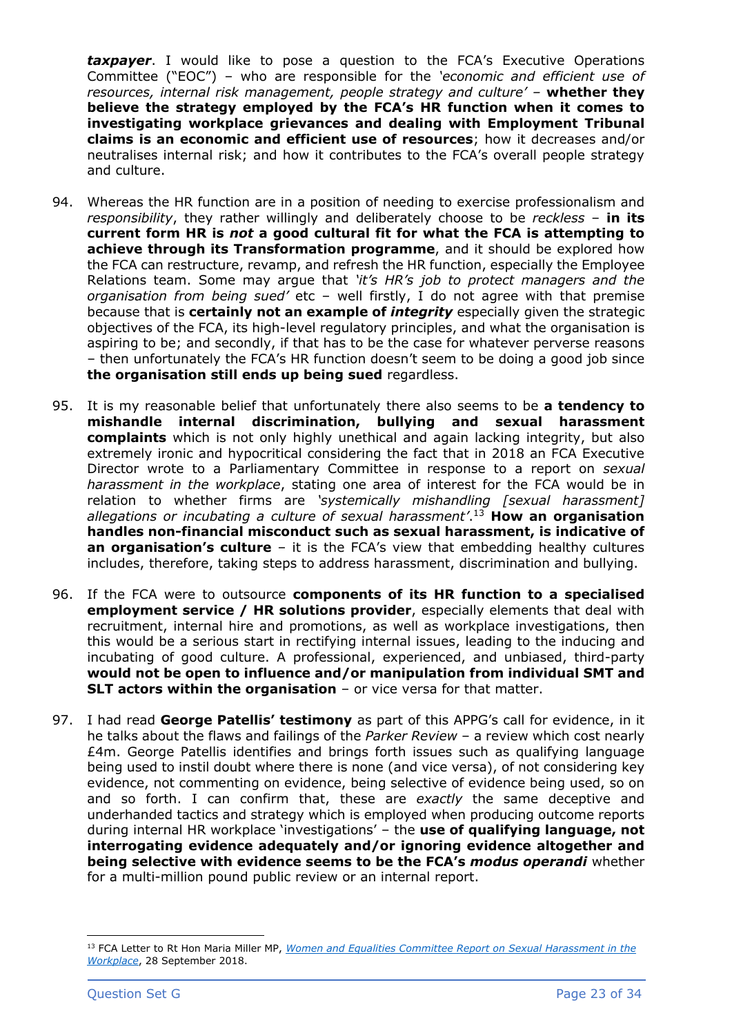***taxpayer***. I would like to pose a question to the FCA's Executive Operations Committee ("EOC") – who are responsible for the *'economic and efficient use of resources, internal risk management, people strategy and culture'* – **whether they believe the strategy employed by the FCA's HR function when it comes to investigating workplace grievances and dealing with Employment Tribunal claims is an economic and efficient use of resources**; how it decreases and/or neutralises internal risk; and how it contributes to the FCA's overall people strategy and culture.

94. Whereas the HR function are in a position of needing to exercise professionalism and *responsibility*, they rather willingly and deliberately choose to be *reckless* – **in its current form HR is *not* a good cultural fit for what the FCA is attempting to achieve through its Transformation programme**, and it should be explored how the FCA can restructure, revamp, and refresh the HR function, especially the Employee Relations team. Some may argue that *'it's HR's job to protect managers and the organisation from being sued'* etc – well firstly, I do not agree with that premise because that is **certainly not an example of *integrity*** especially given the strategic objectives of the FCA, its high-level regulatory principles, and what the organisation is aspiring to be; and secondly, if that has to be the case for whatever perverse reasons – then unfortunately the FCA's HR function doesn't seem to be doing a good job since **the organisation still ends up being sued** regardless.

95. It is my reasonable belief that unfortunately there also seems to be **a tendency to mishandle internal discrimination, bullying and sexual harassment complaints** which is not only highly unethical and again lacking integrity, but also extremely ironic and hypocritical considering the fact that in 2018 an FCA Executive Director wrote to a Parliamentary Committee in response to a report on *sexual harassment in the workplace*, stating one area of interest for the FCA would be in relation to whether firms are *'systemically mishandling [sexual harassment] allegations or incubating a culture of sexual harassment'*.[13] **How an organisation handles non-financial misconduct such as sexual harassment, is indicative of an organisation's culture** – it is the FCA's view that embedding healthy cultures includes, therefore, taking steps to address harassment, discrimination and bullying.

96. If the FCA were to outsource **components of its HR function to a specialised employment service / HR solutions provider**, especially elements that deal with recruitment, internal hire and promotions, as well as workplace investigations, then this would be a serious start in rectifying internal issues, leading to the inducing and incubating of good culture. A professional, experienced, and unbiased, third-party **would not be open to influence and/or manipulation from individual SMT and SLT actors within the organisation** – or vice versa for that matter.

97. I had read **George Patellis' testimony** as part of this APPG's call for evidence, in it he talks about the flaws and failings of the *Parker Review* – a review which cost nearly £4m. George Patellis identifies and brings forth issues such as qualifying language being used to instil doubt where there is none (and vice versa), of not considering key evidence, not commenting on evidence, being selective of evidence being used, so on and so forth. I can confirm that, these are *exactly* the same deceptive and underhanded tactics and strategy which is employed when producing outcome reports during internal HR workplace 'investigations' – the **use of qualifying language, not interrogating evidence adequately and/or ignoring evidence altogether and being selective with evidence seems to be the FCA's *modus operandi*** whether for a multi-million pound public review or an internal report.

---

[13] FCA Letter to Rt Hon Maria Miller MP, *Women and Equalities Committee Report on Sexual Harassment in the Workplace*, 28 September 2018.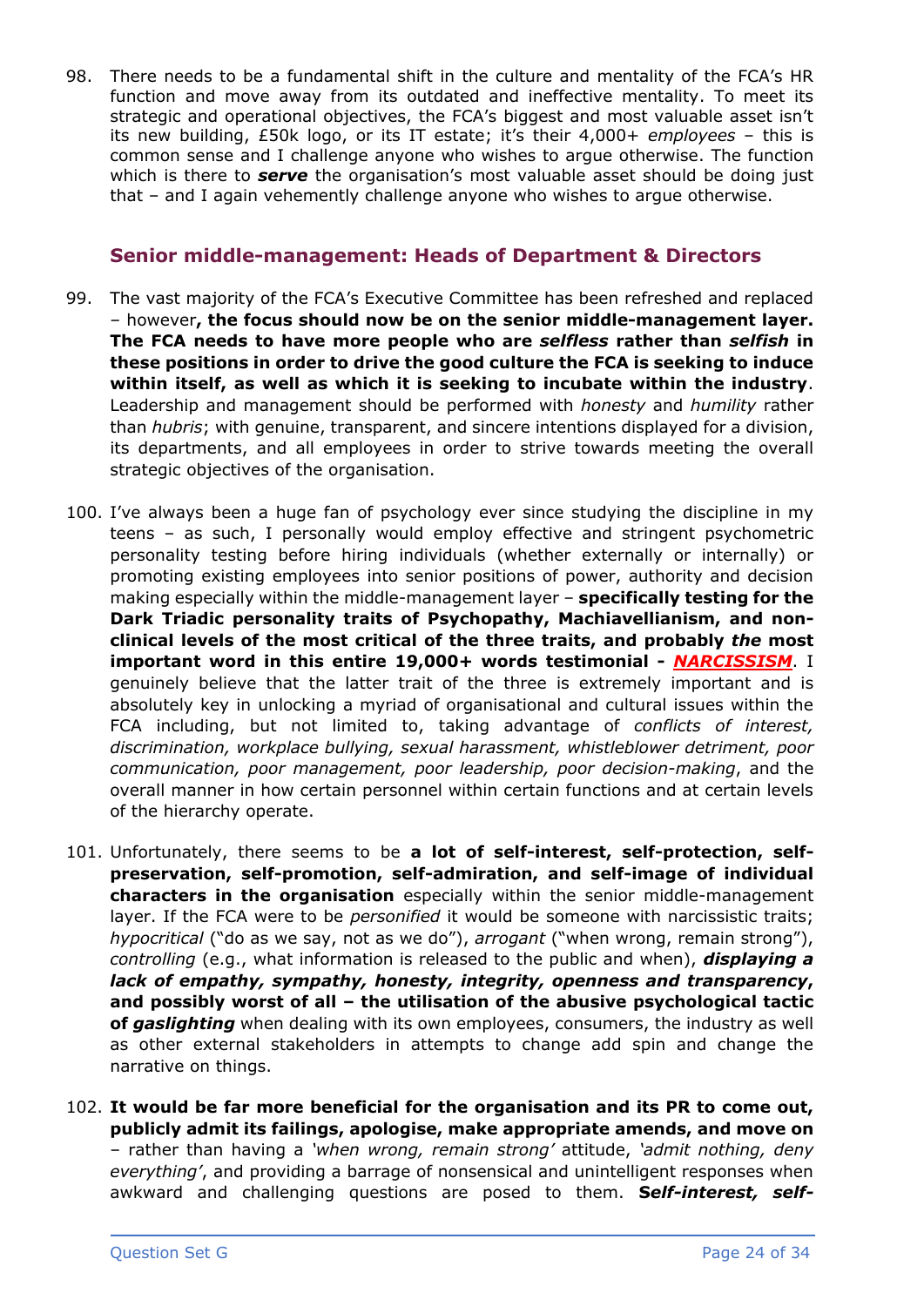98. There needs to be a fundamental shift in the culture and mentality of the FCA's HR function and move away from its outdated and ineffective mentality. To meet its strategic and operational objectives, the FCA's biggest and most valuable asset isn't its new building, £50k logo, or its IT estate; it's their 4,000+ *employees* – this is common sense and I challenge anyone who wishes to argue otherwise. The function which is there to ***serve*** the organisation's most valuable asset should be doing just that – and I again vehemently challenge anyone who wishes to argue otherwise.

## Senior middle-management: Heads of Department & Directors

99. The vast majority of the FCA's Executive Committee has been refreshed and replaced – however**, the focus should now be on the senior middle-management layer. The FCA needs to have more people who are *selfless* rather than *selfish* in these positions in order to drive the good culture the FCA is seeking to induce within itself, as well as which it is seeking to incubate within the industry**. Leadership and management should be performed with *honesty* and *humility* rather than *hubris*; with genuine, transparent, and sincere intentions displayed for a division, its departments, and all employees in order to strive towards meeting the overall strategic objectives of the organisation.

100. I've always been a huge fan of psychology ever since studying the discipline in my teens – as such, I personally would employ effective and stringent psychometric personality testing before hiring individuals (whether externally or internally) or promoting existing employees into senior positions of power, authority and decision making especially within the middle-management layer – **specifically testing for the Dark Triadic personality traits of Psychopathy, Machiavellianism, and non-clinical levels of the most critical of the three traits, and probably *the* most important word in this entire 19,000+ words testimonial - *NARCISSISM***. I genuinely believe that the latter trait of the three is extremely important and is absolutely key in unlocking a myriad of organisational and cultural issues within the FCA including, but not limited to, taking advantage of *conflicts of interest, discrimination, workplace bullying, sexual harassment, whistleblower detriment, poor communication, poor management, poor leadership, poor decision-making*, and the overall manner in how certain personnel within certain functions and at certain levels of the hierarchy operate.

101. Unfortunately, there seems to be **a lot of self-interest, self-protection, self-preservation, self-promotion, self-admiration, and self-image of individual characters in the organisation** especially within the senior middle-management layer. If the FCA were to be *personified* it would be someone with narcissistic traits; *hypocritical* ("do as we say, not as we do"), *arrogant* ("when wrong, remain strong"), *controlling* (e.g., what information is released to the public and when), ***displaying a lack of empathy, sympathy, honesty, integrity, openness and transparency*, and possibly worst of all – the utilisation of the abusive psychological tactic of *gaslighting*** when dealing with its own employees, consumers, the industry as well as other external stakeholders in attempts to change add spin and change the narrative on things.

102. **It would be far more beneficial for the organisation and its PR to come out, publicly admit its failings, apologise, make appropriate amends, and move on** – rather than having a *'when wrong, remain strong'* attitude, *'admit nothing, deny everything'*, and providing a barrage of nonsensical and unintelligent responses when awkward and challenging questions are posed to them. ***Self-interest, self-***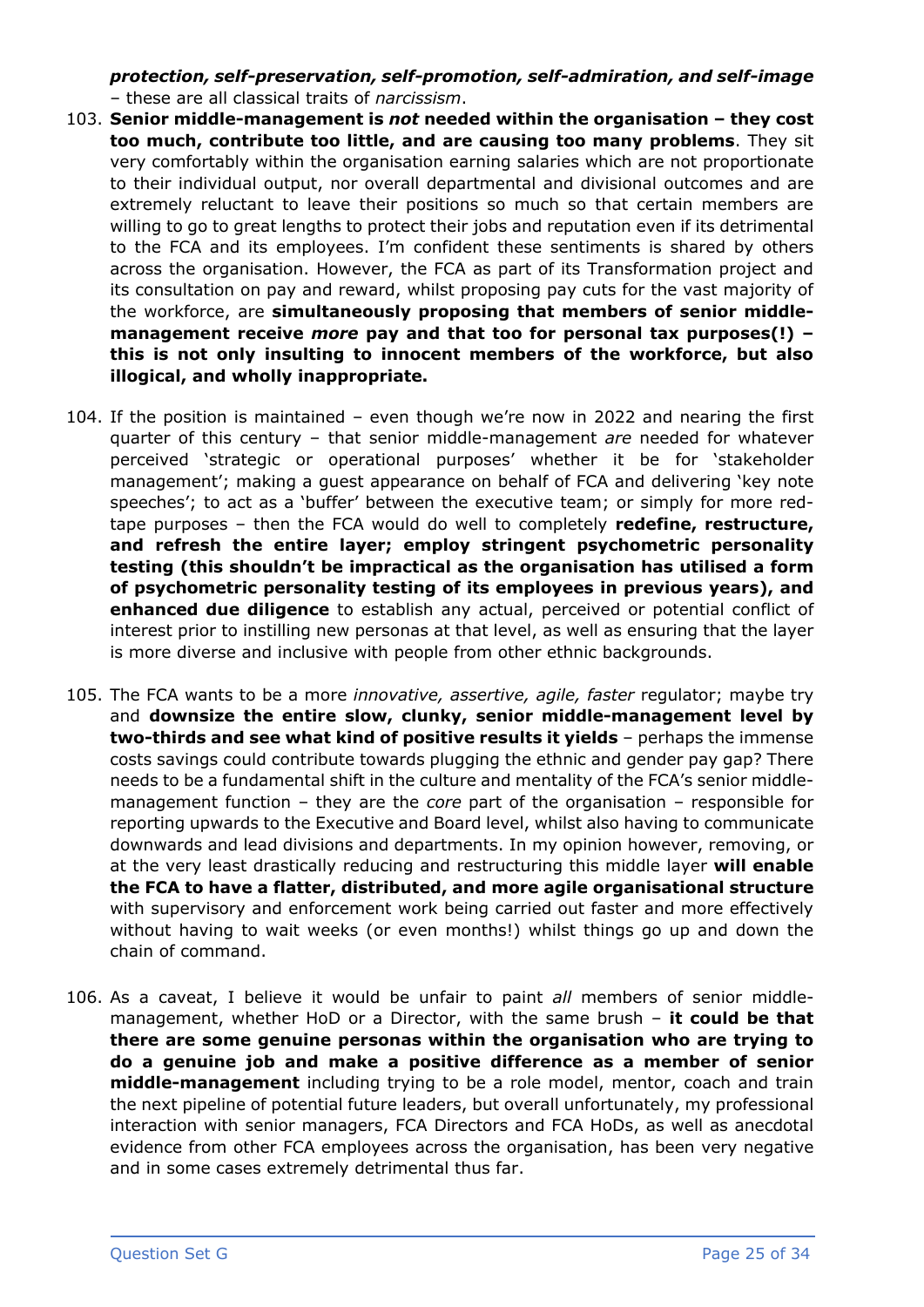***protection, self-preservation, self-promotion, self-admiration, and self-image*** – these are all classical traits of *narcissism*.

103. **Senior middle-management is *not* needed within the organisation – they cost too much, contribute too little, and are causing too many problems**. They sit very comfortably within the organisation earning salaries which are not proportionate to their individual output, nor overall departmental and divisional outcomes and are extremely reluctant to leave their positions so much so that certain members are willing to go to great lengths to protect their jobs and reputation even if its detrimental to the FCA and its employees. I'm confident these sentiments is shared by others across the organisation. However, the FCA as part of its Transformation project and its consultation on pay and reward, whilst proposing pay cuts for the vast majority of the workforce, are **simultaneously proposing that members of senior middle-management receive *more* pay and that too for personal tax purposes(!) – this is not only insulting to innocent members of the workforce, but also illogical, and wholly inappropriate.**

104. If the position is maintained – even though we're now in 2022 and nearing the first quarter of this century – that senior middle-management *are* needed for whatever perceived 'strategic or operational purposes' whether it be for 'stakeholder management'; making a guest appearance on behalf of FCA and delivering 'key note speeches'; to act as a 'buffer' between the executive team; or simply for more red-tape purposes – then the FCA would do well to completely **redefine, restructure, and refresh the entire layer; employ stringent psychometric personality testing (this shouldn't be impractical as the organisation has utilised a form of psychometric personality testing of its employees in previous years), and enhanced due diligence** to establish any actual, perceived or potential conflict of interest prior to instilling new personas at that level, as well as ensuring that the layer is more diverse and inclusive with people from other ethnic backgrounds.

105. The FCA wants to be a more *innovative, assertive, agile, faster* regulator; maybe try and **downsize the entire slow, clunky, senior middle-management level by two-thirds and see what kind of positive results it yields** – perhaps the immense costs savings could contribute towards plugging the ethnic and gender pay gap? There needs to be a fundamental shift in the culture and mentality of the FCA's senior middle-management function – they are the *core* part of the organisation – responsible for reporting upwards to the Executive and Board level, whilst also having to communicate downwards and lead divisions and departments. In my opinion however, removing, or at the very least drastically reducing and restructuring this middle layer **will enable the FCA to have a flatter, distributed, and more agile organisational structure** with supervisory and enforcement work being carried out faster and more effectively without having to wait weeks (or even months!) whilst things go up and down the chain of command.

106. As a caveat, I believe it would be unfair to paint *all* members of senior middle-management, whether HoD or a Director, with the same brush – **it could be that there are some genuine personas within the organisation who are trying to do a genuine job and make a positive difference as a member of senior middle-management** including trying to be a role model, mentor, coach and train the next pipeline of potential future leaders, but overall unfortunately, my professional interaction with senior managers, FCA Directors and FCA HoDs, as well as anecdotal evidence from other FCA employees across the organisation, has been very negative and in some cases extremely detrimental thus far.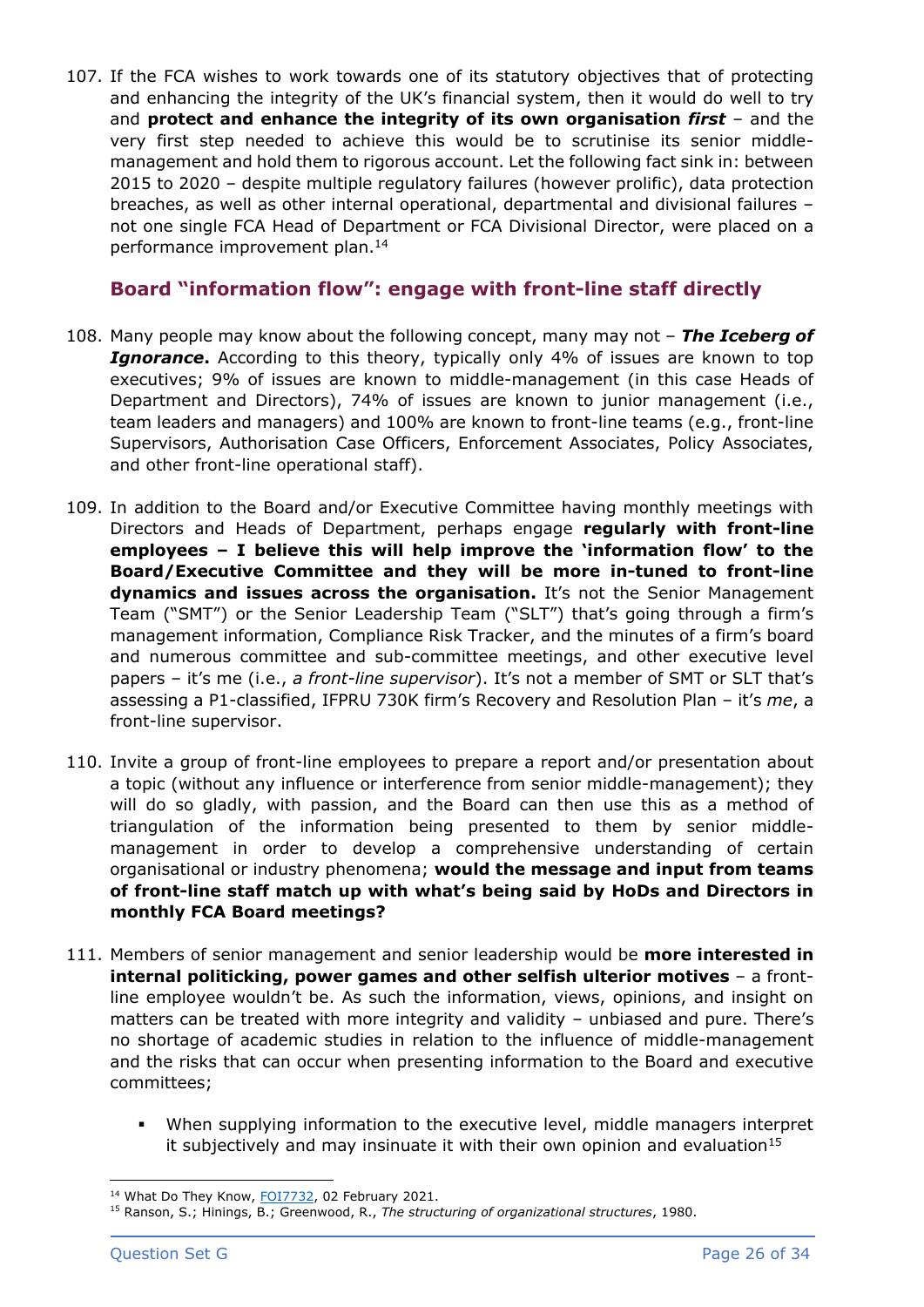107. If the FCA wishes to work towards one of its statutory objectives that of protecting and enhancing the integrity of the UK's financial system, then it would do well to try and **protect and enhance the integrity of its own organisation *first*** – and the very first step needed to achieve this would be to scrutinise its senior middle-management and hold them to rigorous account. Let the following fact sink in: between 2015 to 2020 – despite multiple regulatory failures (however prolific), data protection breaches, as well as other internal operational, departmental and divisional failures – not one single FCA Head of Department or FCA Divisional Director, were placed on a performance improvement plan.[14]

## Board "information flow": engage with front-line staff directly

108. Many people may know about the following concept, many may not – ***The Iceberg of Ignorance*.** According to this theory, typically only 4% of issues are known to top executives; 9% of issues are known to middle-management (in this case Heads of Department and Directors), 74% of issues are known to junior management (i.e., team leaders and managers) and 100% are known to front-line teams (e.g., front-line Supervisors, Authorisation Case Officers, Enforcement Associates, Policy Associates, and other front-line operational staff).

109. In addition to the Board and/or Executive Committee having monthly meetings with Directors and Heads of Department, perhaps engage **regularly with front-line employees – I believe this will help improve the 'information flow' to the Board/Executive Committee and they will be more in-tuned to front-line dynamics and issues across the organisation.** It's not the Senior Management Team ("SMT") or the Senior Leadership Team ("SLT") that's going through a firm's management information, Compliance Risk Tracker, and the minutes of a firm's board and numerous committee and sub-committee meetings, and other executive level papers – it's me (i.e., *a front-line supervisor*). It's not a member of SMT or SLT that's assessing a P1-classified, IFPRU 730K firm's Recovery and Resolution Plan – it's *me*, a front-line supervisor.

110. Invite a group of front-line employees to prepare a report and/or presentation about a topic (without any influence or interference from senior middle-management); they will do so gladly, with passion, and the Board can then use this as a method of triangulation of the information being presented to them by senior middle-management in order to develop a comprehensive understanding of certain organisational or industry phenomena; **would the message and input from teams of front-line staff match up with what's being said by HoDs and Directors in monthly FCA Board meetings?**

111. Members of senior management and senior leadership would be **more interested in internal politicking, power games and other selfish ulterior motives** – a front-line employee wouldn't be. As such the information, views, opinions, and insight on matters can be treated with more integrity and validity – unbiased and pure. There's no shortage of academic studies in relation to the influence of middle-management and the risks that can occur when presenting information to the Board and executive committees;

    - When supplying information to the executive level, middle managers interpret it subjectively and may insinuate it with their own opinion and evaluation[15]

---

[14] What Do They Know, FOI7732, 02 February 2021.

[15] Ranson, S.; Hinings, B.; Greenwood, R., *The structuring of organizational structures*, 1980.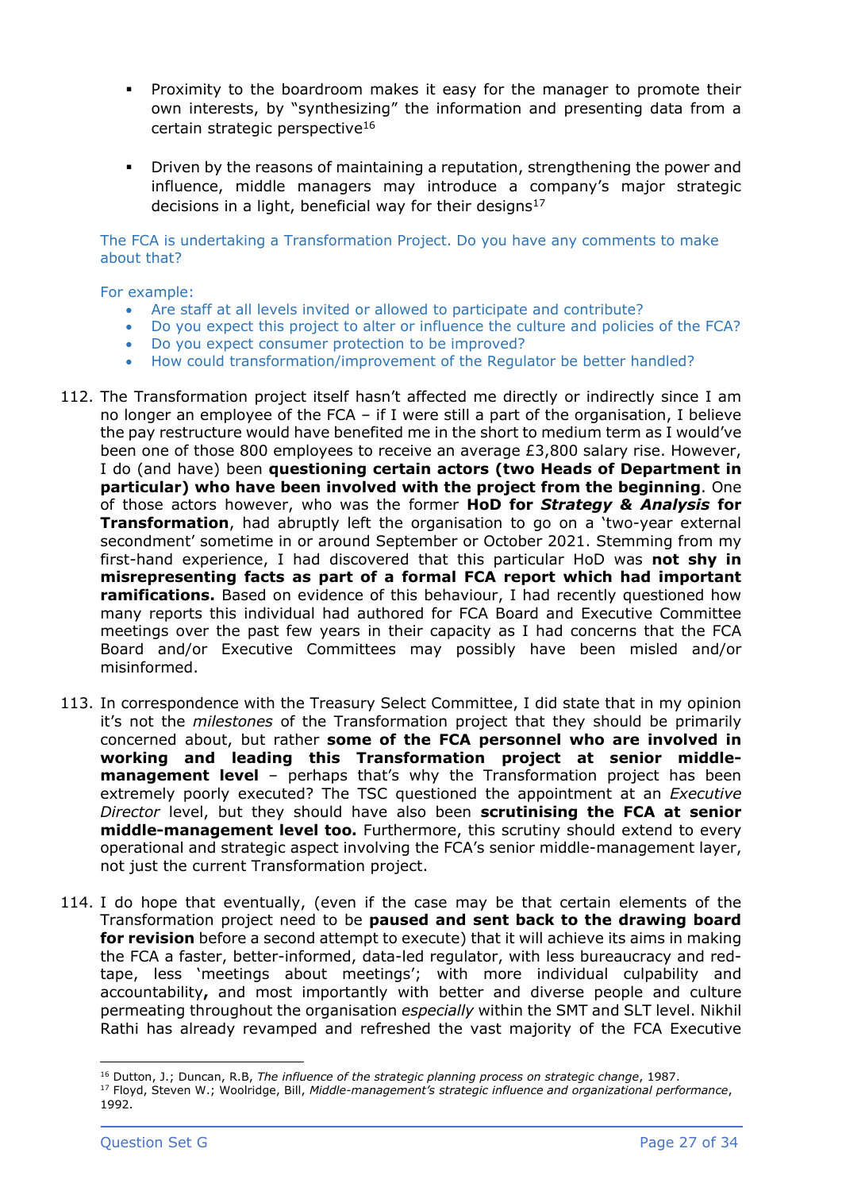- Proximity to the boardroom makes it easy for the manager to promote their own interests, by "synthesizing" the information and presenting data from a certain strategic perspective[16]

- Driven by the reasons of maintaining a reputation, strengthening the power and influence, middle managers may introduce a company's major strategic decisions in a light, beneficial way for their designs[17]

The FCA is undertaking a Transformation Project. Do you have any comments to make about that?

For example:

- Are staff at all levels invited or allowed to participate and contribute?
- Do you expect this project to alter or influence the culture and policies of the FCA?
- Do you expect consumer protection to be improved?
- How could transformation/improvement of the Regulator be better handled?

112. The Transformation project itself hasn't affected me directly or indirectly since I am no longer an employee of the FCA – if I were still a part of the organisation, I believe the pay restructure would have benefited me in the short to medium term as I would've been one of those 800 employees to receive an average £3,800 salary rise. However, I do (and have) been **questioning certain actors (two Heads of Department in particular) who have been involved with the project from the beginning**. One of those actors however, who was the former **HoD for *Strategy & Analysis* for Transformation**, had abruptly left the organisation to go on a 'two-year external secondment' sometime in or around September or October 2021. Stemming from my first-hand experience, I had discovered that this particular HoD was **not shy in misrepresenting facts as part of a formal FCA report which had important ramifications.** Based on evidence of this behaviour, I had recently questioned how many reports this individual had authored for FCA Board and Executive Committee meetings over the past few years in their capacity as I had concerns that the FCA Board and/or Executive Committees may possibly have been misled and/or misinformed.

113. In correspondence with the Treasury Select Committee, I did state that in my opinion it's not the *milestones* of the Transformation project that they should be primarily concerned about, but rather **some of the FCA personnel who are involved in working and leading this Transformation project at senior middle-management level** – perhaps that's why the Transformation project has been extremely poorly executed? The TSC questioned the appointment at an *Executive Director* level, but they should have also been **scrutinising the FCA at senior middle-management level too.** Furthermore, this scrutiny should extend to every operational and strategic aspect involving the FCA's senior middle-management layer, not just the current Transformation project.

114. I do hope that eventually, (even if the case may be that certain elements of the Transformation project need to be **paused and sent back to the drawing board for revision** before a second attempt to execute) that it will achieve its aims in making the FCA a faster, better-informed, data-led regulator, with less bureaucracy and red-tape, less 'meetings about meetings'; with more individual culpability and accountability**,** and most importantly with better and diverse people and culture permeating throughout the organisation *especially* within the SMT and SLT level. Nikhil Rathi has already revamped and refreshed the vast majority of the FCA Executive

---

[16] Dutton, J.; Duncan, R.B, *The influence of the strategic planning process on strategic change*, 1987.

[17] Floyd, Steven W.; Woolridge, Bill, *Middle-management's strategic influence and organizational performance*, 1992.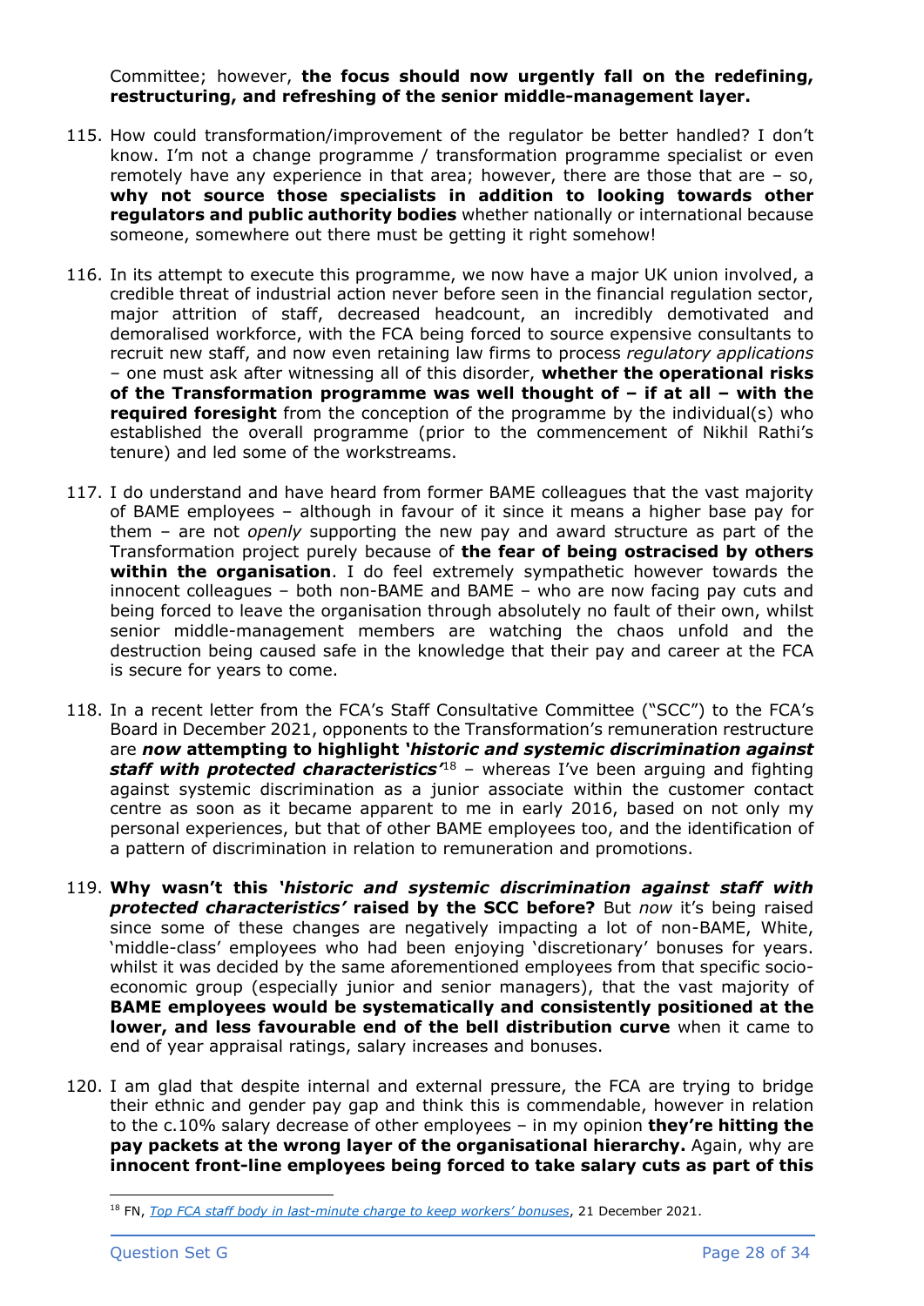Committee; however, **the focus should now urgently fall on the redefining, restructuring, and refreshing of the senior middle-management layer.**

115. How could transformation/improvement of the regulator be better handled? I don't know. I'm not a change programme / transformation programme specialist or even remotely have any experience in that area; however, there are those that are – so, **why not source those specialists in addition to looking towards other regulators and public authority bodies** whether nationally or international because someone, somewhere out there must be getting it right somehow!

116. In its attempt to execute this programme, we now have a major UK union involved, a credible threat of industrial action never before seen in the financial regulation sector, major attrition of staff, decreased headcount, an incredibly demotivated and demoralised workforce, with the FCA being forced to source expensive consultants to recruit new staff, and now even retaining law firms to process *regulatory applications* – one must ask after witnessing all of this disorder, **whether the operational risks of the Transformation programme was well thought of – if at all – with the required foresight** from the conception of the programme by the individual(s) who established the overall programme (prior to the commencement of Nikhil Rathi's tenure) and led some of the workstreams.

117. I do understand and have heard from former BAME colleagues that the vast majority of BAME employees – although in favour of it since it means a higher base pay for them – are not *openly* supporting the new pay and award structure as part of the Transformation project purely because of **the fear of being ostracised by others within the organisation**. I do feel extremely sympathetic however towards the innocent colleagues – both non-BAME and BAME – who are now facing pay cuts and being forced to leave the organisation through absolutely no fault of their own, whilst senior middle-management members are watching the chaos unfold and the destruction being caused safe in the knowledge that their pay and career at the FCA is secure for years to come.

118. In a recent letter from the FCA's Staff Consultative Committee ("SCC") to the FCA's Board in December 2021, opponents to the Transformation's remuneration restructure are ***now* attempting to highlight *'historic and systemic discrimination against staff with protected characteristics'***[18] – whereas I've been arguing and fighting against systemic discrimination as a junior associate within the customer contact centre as soon as it became apparent to me in early 2016, based on not only my personal experiences, but that of other BAME employees too, and the identification of a pattern of discrimination in relation to remuneration and promotions.

119. **Why wasn't this *'historic and systemic discrimination against staff with protected characteristics'* raised by the SCC before?** But *now* it's being raised since some of these changes are negatively impacting a lot of non-BAME, White, 'middle-class' employees who had been enjoying 'discretionary' bonuses for years. whilst it was decided by the same aforementioned employees from that specific socio-economic group (especially junior and senior managers), that the vast majority of **BAME employees would be systematically and consistently positioned at the lower, and less favourable end of the bell distribution curve** when it came to end of year appraisal ratings, salary increases and bonuses.

120. I am glad that despite internal and external pressure, the FCA are trying to bridge their ethnic and gender pay gap and think this is commendable, however in relation to the c.10% salary decrease of other employees – in my opinion **they're hitting the pay packets at the wrong layer of the organisational hierarchy.** Again, why are **innocent front-line employees being forced to take salary cuts as part of this**

---

[18] FN, *Top FCA staff body in last-minute charge to keep workers' bonuses*, 21 December 2021.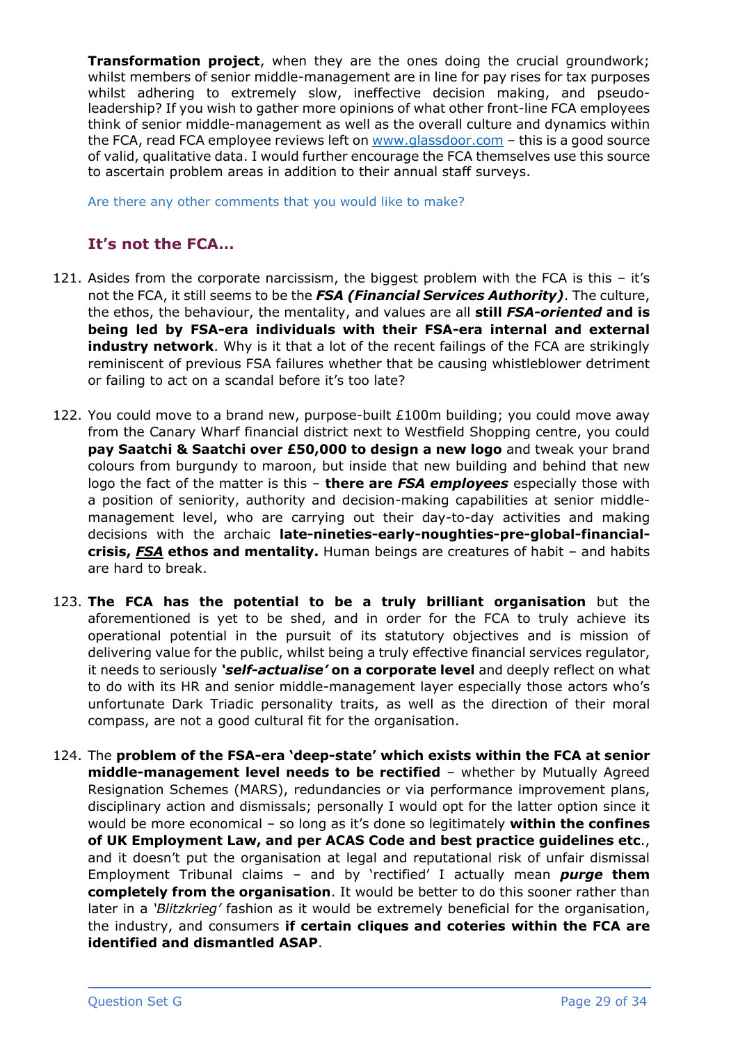**Transformation project**, when they are the ones doing the crucial groundwork; whilst members of senior middle-management are in line for pay rises for tax purposes whilst adhering to extremely slow, ineffective decision making, and pseudo-leadership? If you wish to gather more opinions of what other front-line FCA employees think of senior middle-management as well as the overall culture and dynamics within the FCA, read FCA employee reviews left on [www.glassdoor.com](http://www.glassdoor.com) – this is a good source of valid, qualitative data. I would further encourage the FCA themselves use this source to ascertain problem areas in addition to their annual staff surveys.

Are there any other comments that you would like to make?

## It's not the FCA…

121. Asides from the corporate narcissism, the biggest problem with the FCA is this – it's not the FCA, it still seems to be the ***FSA (Financial Services Authority)***. The culture, the ethos, the behaviour, the mentality, and values are all **still *FSA-oriented* and is being led by FSA-era individuals with their FSA-era internal and external industry network**. Why is it that a lot of the recent failings of the FCA are strikingly reminiscent of previous FSA failures whether that be causing whistleblower detriment or failing to act on a scandal before it's too late?

122. You could move to a brand new, purpose-built £100m building; you could move away from the Canary Wharf financial district next to Westfield Shopping centre, you could **pay Saatchi & Saatchi over £50,000 to design a new logo** and tweak your brand colours from burgundy to maroon, but inside that new building and behind that new logo the fact of the matter is this – **there are *FSA employees*** especially those with a position of seniority, authority and decision-making capabilities at senior middle-management level, who are carrying out their day-to-day activities and making decisions with the archaic **late-nineties-early-noughties-pre-global-financial-crisis, *FSA* ethos and mentality.** Human beings are creatures of habit – and habits are hard to break.

123. **The FCA has the potential to be a truly brilliant organisation** but the aforementioned is yet to be shed, and in order for the FCA to truly achieve its operational potential in the pursuit of its statutory objectives and is mission of delivering value for the public, whilst being a truly effective financial services regulator, it needs to seriously ***'self-actualise'* on a corporate level** and deeply reflect on what to do with its HR and senior middle-management layer especially those actors who's unfortunate Dark Triadic personality traits, as well as the direction of their moral compass, are not a good cultural fit for the organisation.

124. The **problem of the FSA-era 'deep-state' which exists within the FCA at senior middle-management level needs to be rectified** – whether by Mutually Agreed Resignation Schemes (MARS), redundancies or via performance improvement plans, disciplinary action and dismissals; personally I would opt for the latter option since it would be more economical – so long as it's done so legitimately **within the confines of UK Employment Law, and per ACAS Code and best practice guidelines etc**., and it doesn't put the organisation at legal and reputational risk of unfair dismissal Employment Tribunal claims – and by 'rectified' I actually mean ***purge* them completely from the organisation**. It would be better to do this sooner rather than later in a *'Blitzkrieg'* fashion as it would be extremely beneficial for the organisation, the industry, and consumers **if certain cliques and coteries within the FCA are identified and dismantled ASAP**.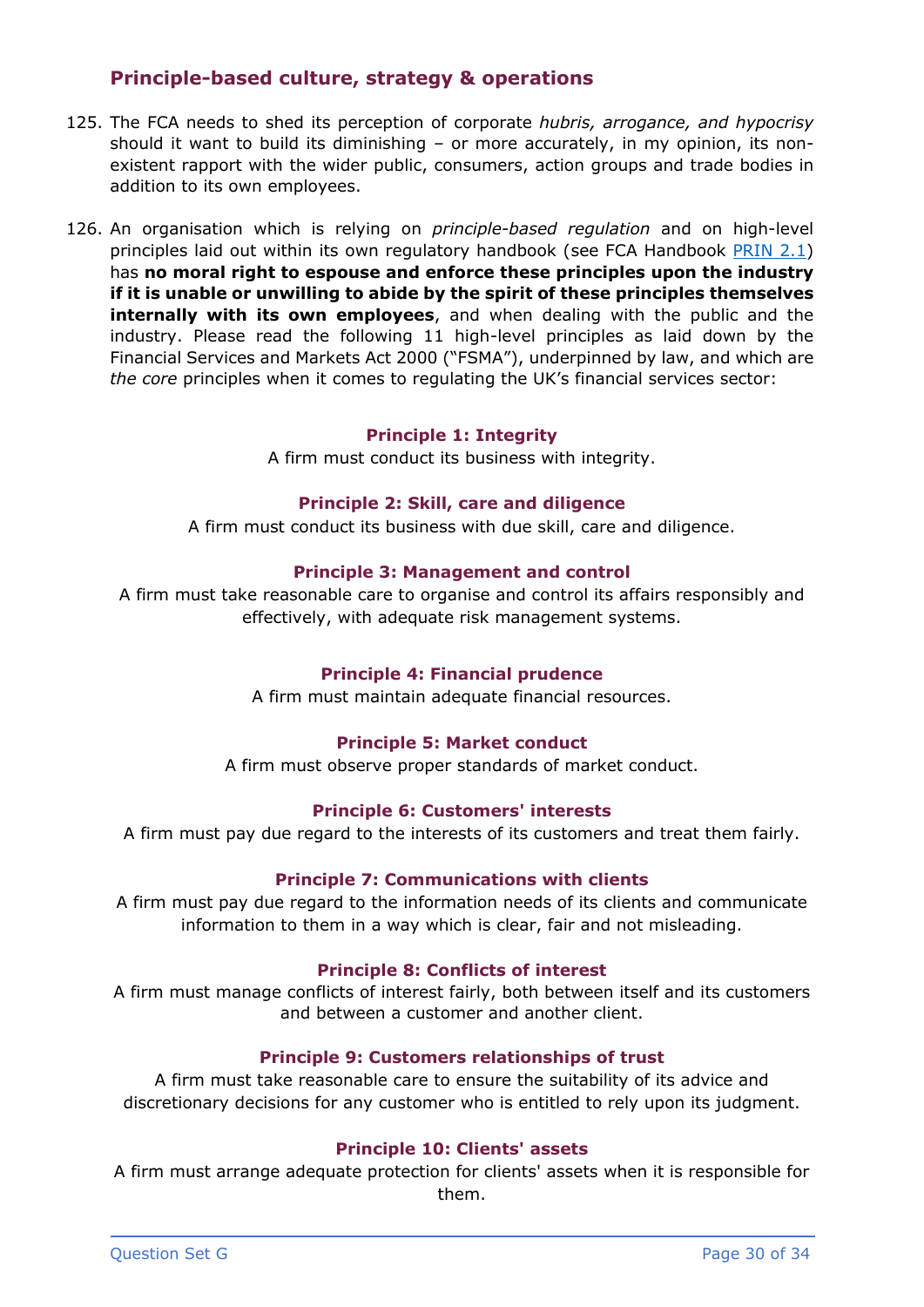## Principle-based culture, strategy & operations

125. The FCA needs to shed its perception of corporate *hubris, arrogance, and hypocrisy* should it want to build its diminishing – or more accurately, in my opinion, its non-existent rapport with the wider public, consumers, action groups and trade bodies in addition to its own employees.

126. An organisation which is relying on *principle-based regulation* and on high-level principles laid out within its own regulatory handbook (see FCA Handbook PRIN 2.1) has **no moral right to espouse and enforce these principles upon the industry if it is unable or unwilling to abide by the spirit of these principles themselves internally with its own employees**, and when dealing with the public and the industry. Please read the following 11 high-level principles as laid down by the Financial Services and Markets Act 2000 ("FSMA"), underpinned by law, and which are *the core* principles when it comes to regulating the UK's financial services sector:

**Principle 1: Integrity**
A firm must conduct its business with integrity.

**Principle 2: Skill, care and diligence**
A firm must conduct its business with due skill, care and diligence.

**Principle 3: Management and control**
A firm must take reasonable care to organise and control its affairs responsibly and effectively, with adequate risk management systems.

**Principle 4: Financial prudence**
A firm must maintain adequate financial resources.

**Principle 5: Market conduct**
A firm must observe proper standards of market conduct.

**Principle 6: Customers' interests**
A firm must pay due regard to the interests of its customers and treat them fairly.

**Principle 7: Communications with clients**
A firm must pay due regard to the information needs of its clients and communicate information to them in a way which is clear, fair and not misleading.

**Principle 8: Conflicts of interest**
A firm must manage conflicts of interest fairly, both between itself and its customers and between a customer and another client.

**Principle 9: Customers relationships of trust**
A firm must take reasonable care to ensure the suitability of its advice and discretionary decisions for any customer who is entitled to rely upon its judgment.

**Principle 10: Clients' assets**
A firm must arrange adequate protection for clients' assets when it is responsible for them.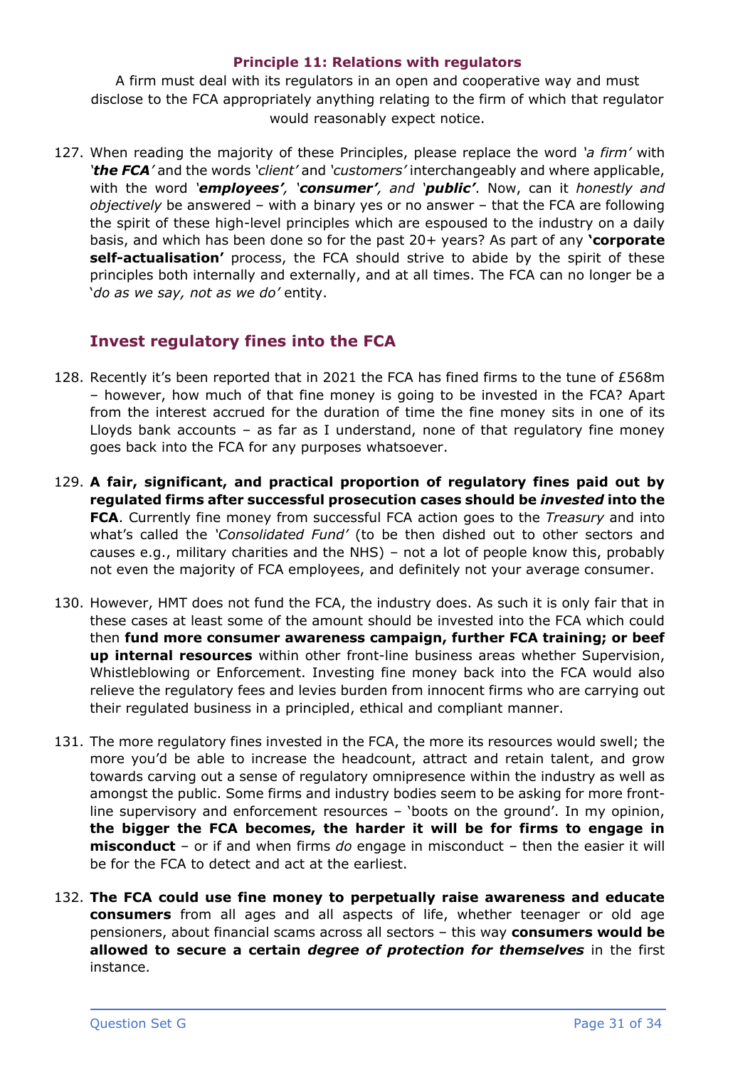**Principle 11: Relations with regulators**

A firm must deal with its regulators in an open and cooperative way and must disclose to the FCA appropriately anything relating to the firm of which that regulator would reasonably expect notice.

127. When reading the majority of these Principles, please replace the word *'a firm'* with ***'the FCA'*** and the words *'client'* and *'customers'* interchangeably and where applicable, with the word ***'employees'***, ***'consumer'***, *and* ***'public'***. Now, can it *honestly and objectively* be answered – with a binary yes or no answer – that the FCA are following the spirit of these high-level principles which are espoused to the industry on a daily basis, and which has been done so for the past 20+ years? As part of any **'corporate self-actualisation'** process, the FCA should strive to abide by the spirit of these principles both internally and externally, and at all times. The FCA can no longer be a '*do as we say, not as we do'* entity.

## Invest regulatory fines into the FCA

128. Recently it's been reported that in 2021 the FCA has fined firms to the tune of £568m – however, how much of that fine money is going to be invested in the FCA? Apart from the interest accrued for the duration of time the fine money sits in one of its Lloyds bank accounts – as far as I understand, none of that regulatory fine money goes back into the FCA for any purposes whatsoever.

129. **A fair, significant, and practical proportion of regulatory fines paid out by regulated firms after successful prosecution cases should be *invested* into the FCA**. Currently fine money from successful FCA action goes to the *Treasury* and into what's called the *'Consolidated Fund'* (to be then dished out to other sectors and causes e.g., military charities and the NHS) – not a lot of people know this, probably not even the majority of FCA employees, and definitely not your average consumer.

130. However, HMT does not fund the FCA, the industry does. As such it is only fair that in these cases at least some of the amount should be invested into the FCA which could then **fund more consumer awareness campaign, further FCA training; or beef up internal resources** within other front-line business areas whether Supervision, Whistleblowing or Enforcement. Investing fine money back into the FCA would also relieve the regulatory fees and levies burden from innocent firms who are carrying out their regulated business in a principled, ethical and compliant manner.

131. The more regulatory fines invested in the FCA, the more its resources would swell; the more you'd be able to increase the headcount, attract and retain talent, and grow towards carving out a sense of regulatory omnipresence within the industry as well as amongst the public. Some firms and industry bodies seem to be asking for more front-line supervisory and enforcement resources – 'boots on the ground'. In my opinion, **the bigger the FCA becomes, the harder it will be for firms to engage in misconduct** – or if and when firms *do* engage in misconduct – then the easier it will be for the FCA to detect and act at the earliest.

132. **The FCA could use fine money to perpetually raise awareness and educate consumers** from all ages and all aspects of life, whether teenager or old age pensioners, about financial scams across all sectors – this way **consumers would be allowed to secure a certain *degree of protection for themselves*** in the first instance.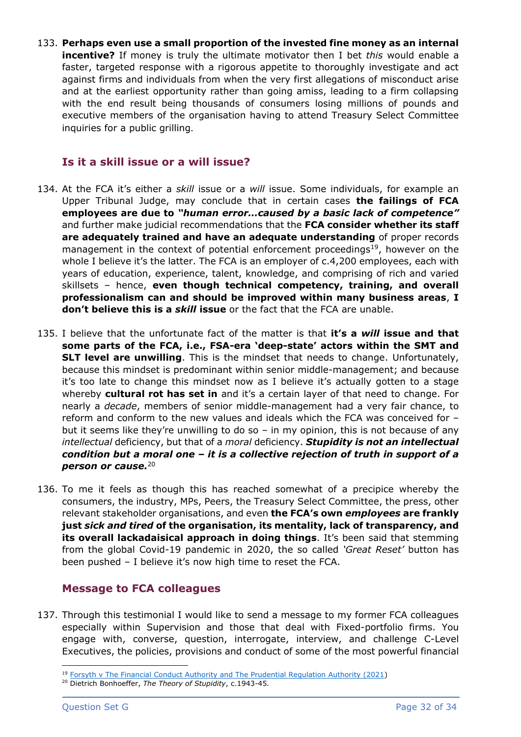133. **Perhaps even use a small proportion of the invested fine money as an internal incentive?** If money is truly the ultimate motivator then I bet *this* would enable a faster, targeted response with a rigorous appetite to thoroughly investigate and act against firms and individuals from when the very first allegations of misconduct arise and at the earliest opportunity rather than going amiss, leading to a firm collapsing with the end result being thousands of consumers losing millions of pounds and executive members of the organisation having to attend Treasury Select Committee inquiries for a public grilling.

## Is it a skill issue or a will issue?

134. At the FCA it's either a *skill* issue or a *will* issue. Some individuals, for example an Upper Tribunal Judge, may conclude that in certain cases **the failings of FCA employees are due to *"human error…caused by a basic lack of competence"*** and further make judicial recommendations that the **FCA consider whether its staff are adequately trained and have an adequate understanding** of proper records management in the context of potential enforcement proceedings[19], however on the whole I believe it's the latter. The FCA is an employer of c.4,200 employees, each with years of education, experience, talent, knowledge, and comprising of rich and varied skillsets – hence, **even though technical competency, training, and overall professionalism can and should be improved within many business areas**, **I don't believe this is a *skill* issue** or the fact that the FCA are unable.

135. I believe that the unfortunate fact of the matter is that **it's a *will* issue and that some parts of the FCA, i.e., FSA-era 'deep-state' actors within the SMT and SLT level are unwilling**. This is the mindset that needs to change. Unfortunately, because this mindset is predominant within senior middle-management; and because it's too late to change this mindset now as I believe it's actually gotten to a stage whereby **cultural rot has set in** and it's a certain layer of that need to change. For nearly a *decade*, members of senior middle-management had a very fair chance, to reform and conform to the new values and ideals which the FCA was conceived for – but it seems like they're unwilling to do so – in my opinion, this is not because of any *intellectual* deficiency, but that of a *moral* deficiency. ***Stupidity is not an intellectual condition but a moral one – it is a collective rejection of truth in support of a person or cause.***[20]

136. To me it feels as though this has reached somewhat of a precipice whereby the consumers, the industry, MPs, Peers, the Treasury Select Committee, the press, other relevant stakeholder organisations, and even **the FCA's own *employees* are frankly just *sick and tired* of the organisation, its mentality, lack of transparency, and its overall lackadaisical approach in doing things**. It's been said that stemming from the global Covid-19 pandemic in 2020, the so called *'Great Reset'* button has been pushed – I believe it's now high time to reset the FCA.

## Message to FCA colleagues

137. Through this testimonial I would like to send a message to my former FCA colleagues especially within Supervision and those that deal with Fixed-portfolio firms. You engage with, converse, question, interrogate, interview, and challenge C-Level Executives, the policies, provisions and conduct of some of the most powerful financial

---

[19] Forsyth v The Financial Conduct Authority and The Prudential Regulation Authority (2021)

[20] Dietrich Bonhoeffer, *The Theory of Stupidity*, c.1943-45.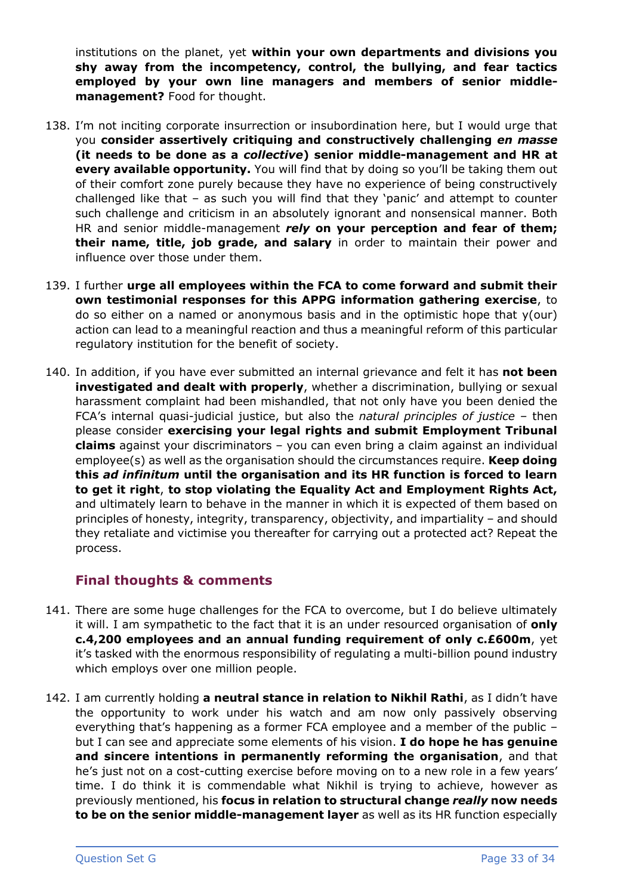institutions on the planet, yet **within your own departments and divisions you shy away from the incompetency, control, the bullying, and fear tactics employed by your own line managers and members of senior middle-management?** Food for thought.

138. I'm not inciting corporate insurrection or insubordination here, but I would urge that you **consider assertively critiquing and constructively challenging *en masse* (it needs to be done as a *collective*) senior middle-management and HR at every available opportunity.** You will find that by doing so you'll be taking them out of their comfort zone purely because they have no experience of being constructively challenged like that – as such you will find that they 'panic' and attempt to counter such challenge and criticism in an absolutely ignorant and nonsensical manner. Both HR and senior middle-management ***rely* on your perception and fear of them; their name, title, job grade, and salary** in order to maintain their power and influence over those under them.

139. I further **urge all employees within the FCA to come forward and submit their own testimonial responses for this APPG information gathering exercise**, to do so either on a named or anonymous basis and in the optimistic hope that y(our) action can lead to a meaningful reaction and thus a meaningful reform of this particular regulatory institution for the benefit of society.

140. In addition, if you have ever submitted an internal grievance and felt it has **not been investigated and dealt with properly**, whether a discrimination, bullying or sexual harassment complaint had been mishandled, that not only have you been denied the FCA's internal quasi-judicial justice, but also the *natural principles of justice* – then please consider **exercising your legal rights and submit Employment Tribunal claims** against your discriminators – you can even bring a claim against an individual employee(s) as well as the organisation should the circumstances require. **Keep doing this *ad infinitum* until the organisation and its HR function is forced to learn to get it right**, **to stop violating the Equality Act and Employment Rights Act,** and ultimately learn to behave in the manner in which it is expected of them based on principles of honesty, integrity, transparency, objectivity, and impartiality – and should they retaliate and victimise you thereafter for carrying out a protected act? Repeat the process.

## Final thoughts & comments

141. There are some huge challenges for the FCA to overcome, but I do believe ultimately it will. I am sympathetic to the fact that it is an under resourced organisation of **only c.4,200 employees and an annual funding requirement of only c.£600m**, yet it's tasked with the enormous responsibility of regulating a multi-billion pound industry which employs over one million people.

142. I am currently holding **a neutral stance in relation to Nikhil Rathi**, as I didn't have the opportunity to work under his watch and am now only passively observing everything that's happening as a former FCA employee and a member of the public – but I can see and appreciate some elements of his vision. **I do hope he has genuine and sincere intentions in permanently reforming the organisation**, and that he's just not on a cost-cutting exercise before moving on to a new role in a few years' time. I do think it is commendable what Nikhil is trying to achieve, however as previously mentioned, his **focus in relation to structural change *really* now needs to be on the senior middle-management layer** as well as its HR function especially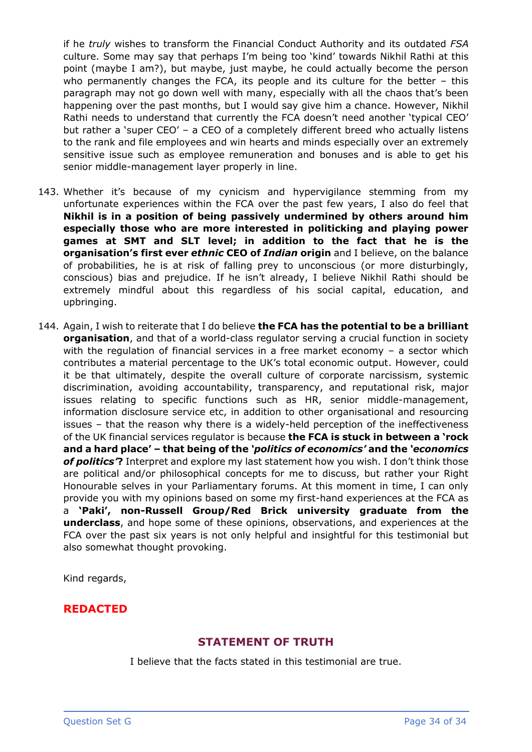if he *truly* wishes to transform the Financial Conduct Authority and its outdated *FSA* culture. Some may say that perhaps I'm being too 'kind' towards Nikhil Rathi at this point (maybe I am?), but maybe, just maybe, he could actually become the person who permanently changes the FCA, its people and its culture for the better – this paragraph may not go down well with many, especially with all the chaos that's been happening over the past months, but I would say give him a chance. However, Nikhil Rathi needs to understand that currently the FCA doesn't need another 'typical CEO' but rather a 'super CEO' – a CEO of a completely different breed who actually listens to the rank and file employees and win hearts and minds especially over an extremely sensitive issue such as employee remuneration and bonuses and is able to get his senior middle-management layer properly in line.

143. Whether it's because of my cynicism and hypervigilance stemming from my unfortunate experiences within the FCA over the past few years, I also do feel that **Nikhil is in a position of being passively undermined by others around him especially those who are more interested in politicking and playing power games at SMT and SLT level; in addition to the fact that he is the organisation's first ever *ethnic* CEO of *Indian* origin** and I believe, on the balance of probabilities, he is at risk of falling prey to unconscious (or more disturbingly, conscious) bias and prejudice. If he isn't already, I believe Nikhil Rathi should be extremely mindful about this regardless of his social capital, education, and upbringing.

144. Again, I wish to reiterate that I do believe **the FCA has the potential to be a brilliant organisation**, and that of a world-class regulator serving a crucial function in society with the regulation of financial services in a free market economy – a sector which contributes a material percentage to the UK's total economic output. However, could it be that ultimately, despite the overall culture of corporate narcissism, systemic discrimination, avoiding accountability, transparency, and reputational risk, major issues relating to specific functions such as HR, senior middle-management, information disclosure service etc, in addition to other organisational and resourcing issues – that the reason why there is a widely-held perception of the ineffectiveness of the UK financial services regulator is because **the FCA is stuck in between a 'rock and a hard place' – that being of the '*politics of economics*' and the '*economics of politics*'?** Interpret and explore my last statement how you wish. I don't think those are political and/or philosophical concepts for me to discuss, but rather your Right Honourable selves in your Parliamentary forums. At this moment in time, I can only provide you with my opinions based on some my first-hand experiences at the FCA as a **'Paki', non-Russell Group/Red Brick university graduate from the underclass**, and hope some of these opinions, observations, and experiences at the FCA over the past six years is not only helpful and insightful for this testimonial but also somewhat thought provoking.

Kind regards,

**REDACTED**

## STATEMENT OF TRUTH

I believe that the facts stated in this testimonial are true.